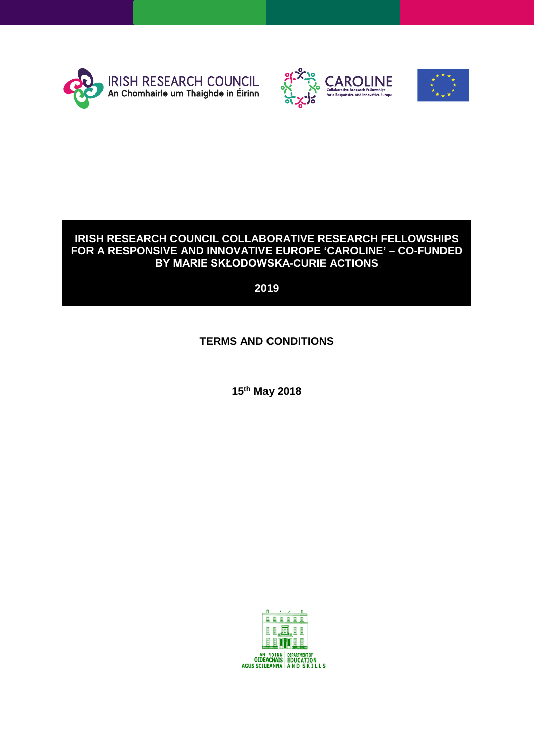# IRISH RESEARCH COUNCIL COLLABORATIVE RESEARCH FELLOWSHIPS FOR A RESPONSIVE AND INNOVATIVE EUROPE 'CAROLINE' – CO-FUNDED BY MARIE SKŁODOWSKA-CURIE ACTIONS

**2019**

## TERMS AND CONDITIONS

**15th May 2018**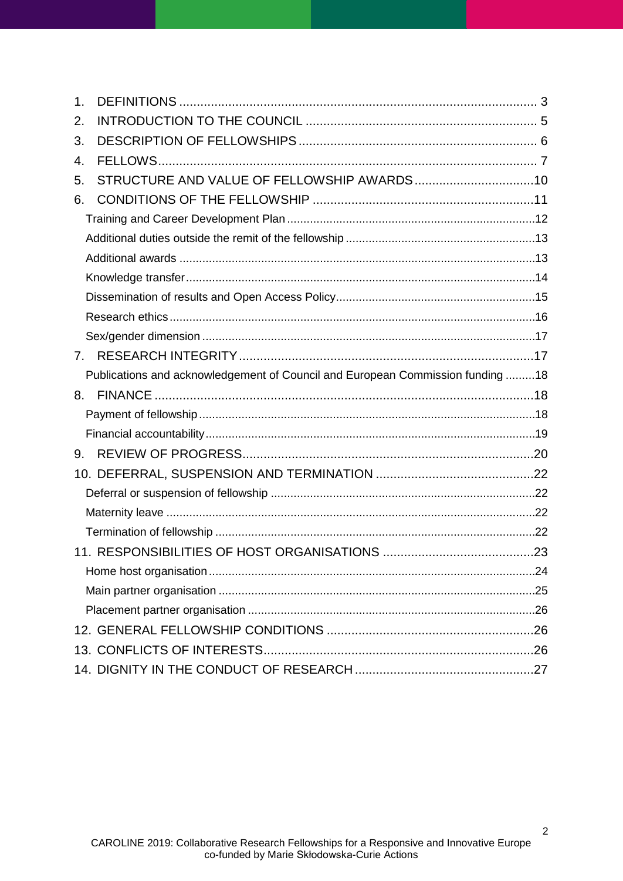1. DEFINITIONS ...................................................................................................... 3
2. INTRODUCTION TO THE COUNCIL ................................................................. 5
3. DESCRIPTION OF FELLOWSHIPS .................................................................... 6
4. FELLOWS............................................................................................................ 7
5. STRUCTURE AND VALUE OF FELLOWSHIP AWARDS ..................................10
6. CONDITIONS OF THE FELLOWSHIP ...............................................................11
   - Training and Career Development Plan ............................................................................12
   - Additional duties outside the remit of the fellowship ..........................................................13
   - Additional awards ............................................................................................................13
   - Knowledge transfer..........................................................................................................14
   - Dissemination of results and Open Access Policy.............................................................15
   - Research ethics ...............................................................................................................16
   - Sex/gender dimension .....................................................................................................17
7. RESEARCH INTEGRITY .....................................................................................17
   - Publications and acknowledgement of Council and European Commission funding .........18
8. FINANCE ............................................................................................................18
   - Payment of fellowship......................................................................................................18
   - Financial accountability....................................................................................................19
9. REVIEW OF PROGRESS....................................................................................20
10. DEFERRAL, SUSPENSION AND TERMINATION .............................................22
    - Deferral or suspension of fellowship ................................................................................22
    - Maternity leave ................................................................................................................22
    - Termination of fellowship .................................................................................................22
11. RESPONSIBILITIES OF HOST ORGANISATIONS ...........................................23
    - Home host organisation...................................................................................................24
    - Main partner organisation ................................................................................................25
    - Placement partner organisation .......................................................................................26
12. GENERAL FELLOWSHIP CONDITIONS ...........................................................26
13. CONFLICTS OF INTERESTS.............................................................................26
14. DIGNITY IN THE CONDUCT OF RESEARCH ...................................................27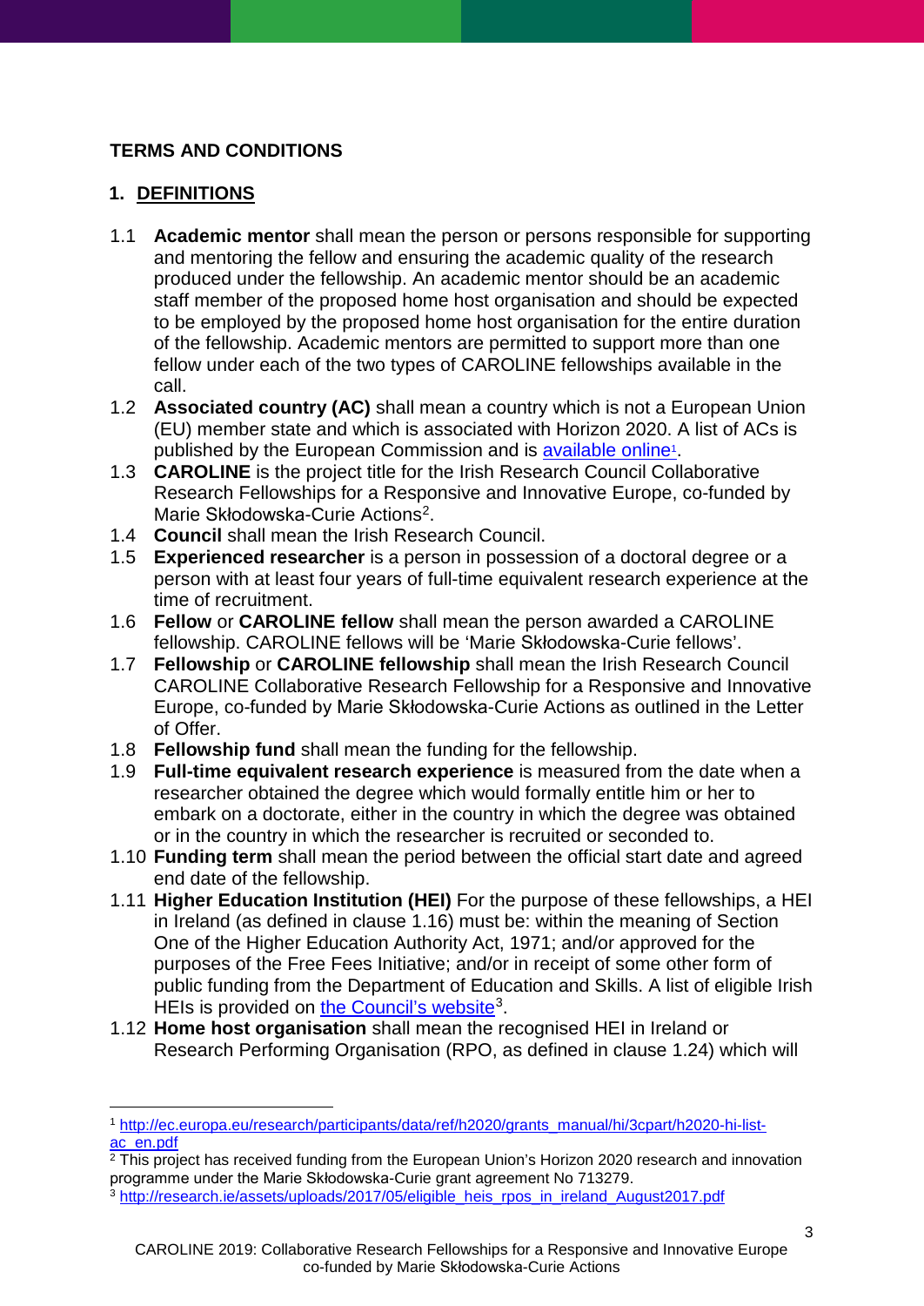**TERMS AND CONDITIONS**

## 1. DEFINITIONS

1.1 **Academic mentor** shall mean the person or persons responsible for supporting and mentoring the fellow and ensuring the academic quality of the research produced under the fellowship. An academic mentor should be an academic staff member of the proposed home host organisation and should be expected to be employed by the proposed home host organisation for the entire duration of the fellowship. Academic mentors are permitted to support more than one fellow under each of the two types of CAROLINE fellowships available in the call.

1.2 **Associated country (AC)** shall mean a country which is not a European Union (EU) member state and which is associated with Horizon 2020. A list of ACs is published by the European Commission and is available online[1].

1.3 **CAROLINE** is the project title for the Irish Research Council Collaborative Research Fellowships for a Responsive and Innovative Europe, co-funded by Marie Skłodowska-Curie Actions[2].

1.4 **Council** shall mean the Irish Research Council.

1.5 **Experienced researcher** is a person in possession of a doctoral degree or a person with at least four years of full-time equivalent research experience at the time of recruitment.

1.6 **Fellow** or **CAROLINE fellow** shall mean the person awarded a CAROLINE fellowship. CAROLINE fellows will be 'Marie Skłodowska-Curie fellows'.

1.7 **Fellowship** or **CAROLINE fellowship** shall mean the Irish Research Council CAROLINE Collaborative Research Fellowship for a Responsive and Innovative Europe, co-funded by Marie Skłodowska-Curie Actions as outlined in the Letter of Offer.

1.8 **Fellowship fund** shall mean the funding for the fellowship.

1.9 **Full-time equivalent research experience** is measured from the date when a researcher obtained the degree which would formally entitle him or her to embark on a doctorate, either in the country in which the degree was obtained or in the country in which the researcher is recruited or seconded to.

1.10 **Funding term** shall mean the period between the official start date and agreed end date of the fellowship.

1.11 **Higher Education Institution (HEI)** For the purpose of these fellowships, a HEI in Ireland (as defined in clause 1.16) must be: within the meaning of Section One of the Higher Education Authority Act, 1971; and/or approved for the purposes of the Free Fees Initiative; and/or in receipt of some other form of public funding from the Department of Education and Skills. A list of eligible Irish HEIs is provided on the Council's website[3].

1.12 **Home host organisation** shall mean the recognised HEI in Ireland or Research Performing Organisation (RPO, as defined in clause 1.24) which will

---

[1] http://ec.europa.eu/research/participants/data/ref/h2020/grants_manual/hi/3cpart/h2020-hi-list-ac_en.pdf

[2] This project has received funding from the European Union's Horizon 2020 research and innovation programme under the Marie Skłodowska-Curie grant agreement No 713279.

[3] http://research.ie/assets/uploads/2017/05/eligible_heis_rpos_in_ireland_August2017.pdf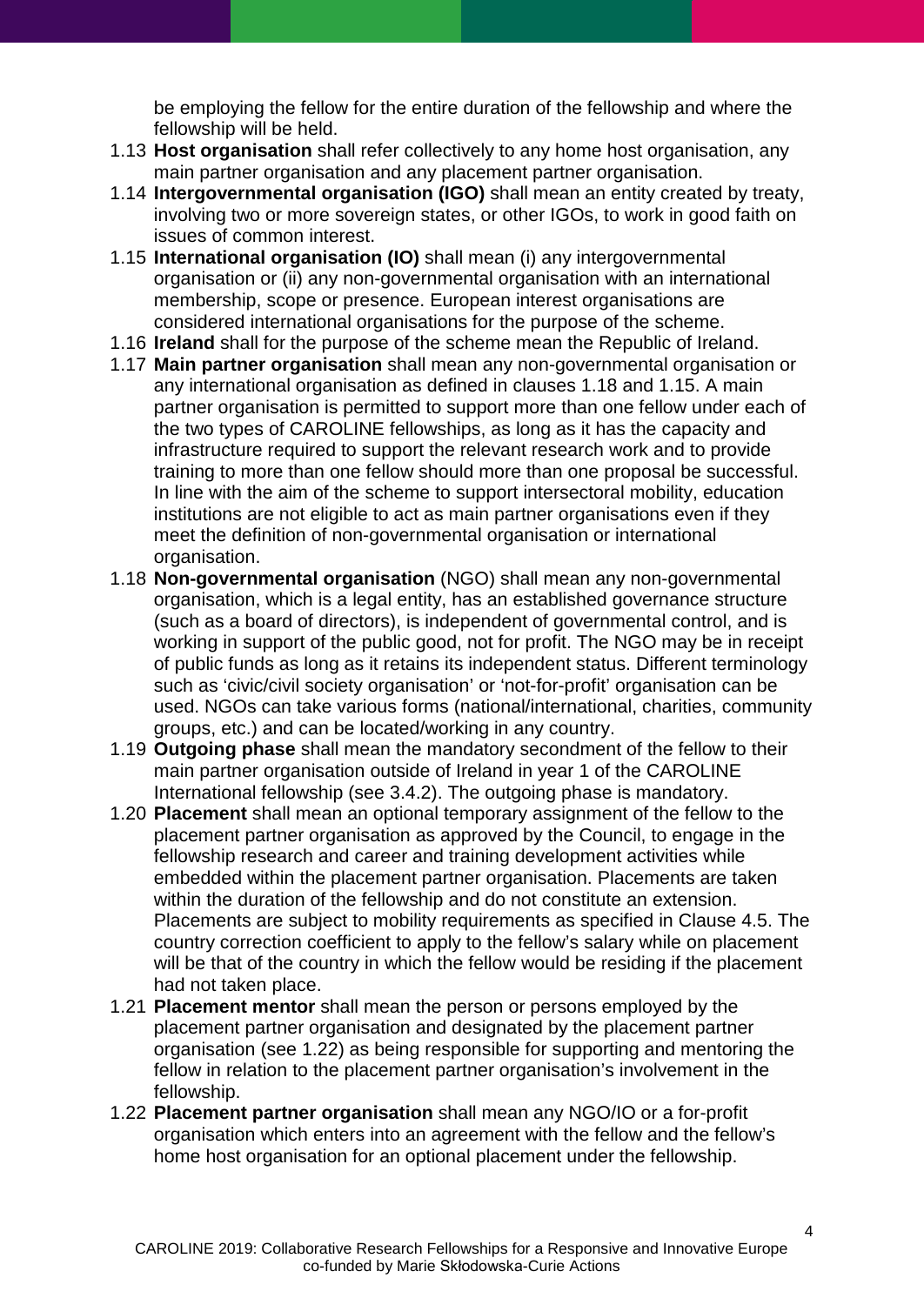be employing the fellow for the entire duration of the fellowship and where the fellowship will be held.

1.13 **Host organisation** shall refer collectively to any home host organisation, any main partner organisation and any placement partner organisation.

1.14 **Intergovernmental organisation (IGO)** shall mean an entity created by treaty, involving two or more sovereign states, or other IGOs, to work in good faith on issues of common interest.

1.15 **International organisation (IO)** shall mean (i) any intergovernmental organisation or (ii) any non-governmental organisation with an international membership, scope or presence. European interest organisations are considered international organisations for the purpose of the scheme.

1.16 **Ireland** shall for the purpose of the scheme mean the Republic of Ireland.

1.17 **Main partner organisation** shall mean any non-governmental organisation or any international organisation as defined in clauses 1.18 and 1.15. A main partner organisation is permitted to support more than one fellow under each of the two types of CAROLINE fellowships, as long as it has the capacity and infrastructure required to support the relevant research work and to provide training to more than one fellow should more than one proposal be successful. In line with the aim of the scheme to support intersectoral mobility, education institutions are not eligible to act as main partner organisations even if they meet the definition of non-governmental organisation or international organisation.

1.18 **Non-governmental organisation** (NGO) shall mean any non-governmental organisation, which is a legal entity, has an established governance structure (such as a board of directors), is independent of governmental control, and is working in support of the public good, not for profit. The NGO may be in receipt of public funds as long as it retains its independent status. Different terminology such as 'civic/civil society organisation' or 'not-for-profit' organisation can be used. NGOs can take various forms (national/international, charities, community groups, etc.) and can be located/working in any country.

1.19 **Outgoing phase** shall mean the mandatory secondment of the fellow to their main partner organisation outside of Ireland in year 1 of the CAROLINE International fellowship (see 3.4.2). The outgoing phase is mandatory.

1.20 **Placement** shall mean an optional temporary assignment of the fellow to the placement partner organisation as approved by the Council, to engage in the fellowship research and career and training development activities while embedded within the placement partner organisation. Placements are taken within the duration of the fellowship and do not constitute an extension. Placements are subject to mobility requirements as specified in Clause 4.5. The country correction coefficient to apply to the fellow's salary while on placement will be that of the country in which the fellow would be residing if the placement had not taken place.

1.21 **Placement mentor** shall mean the person or persons employed by the placement partner organisation and designated by the placement partner organisation (see 1.22) as being responsible for supporting and mentoring the fellow in relation to the placement partner organisation's involvement in the fellowship.

1.22 **Placement partner organisation** shall mean any NGO/IO or a for-profit organisation which enters into an agreement with the fellow and the fellow's home host organisation for an optional placement under the fellowship.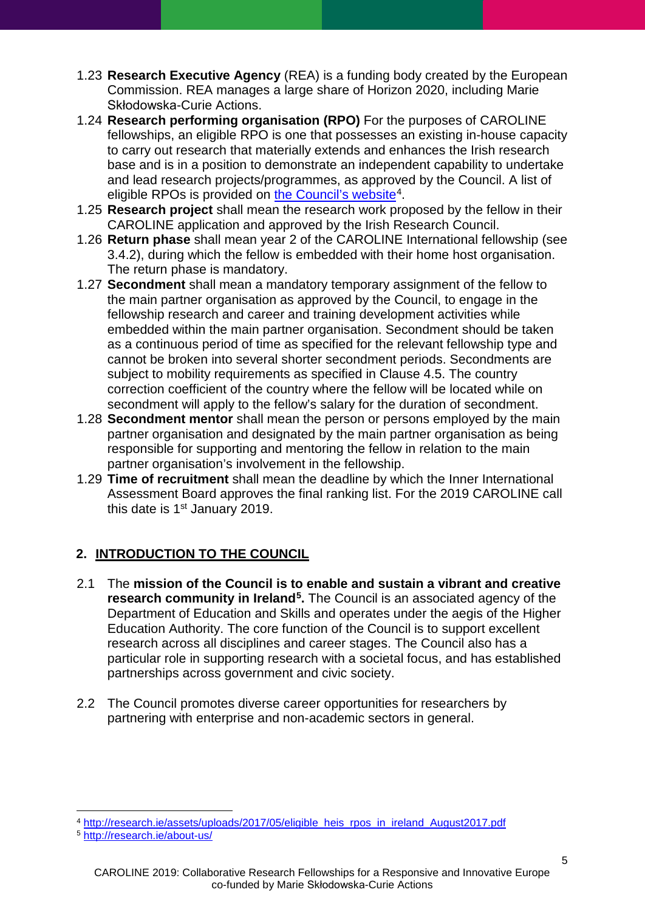1.23 **Research Executive Agency** (REA) is a funding body created by the European Commission. REA manages a large share of Horizon 2020, including Marie Skłodowska-Curie Actions.

1.24 **Research performing organisation (RPO)** For the purposes of CAROLINE fellowships, an eligible RPO is one that possesses an existing in-house capacity to carry out research that materially extends and enhances the Irish research base and is in a position to demonstrate an independent capability to undertake and lead research projects/programmes, as approved by the Council. A list of eligible RPOs is provided on [the Council's website](http://research.ie/assets/uploads/2017/05/eligible_heis_rpos_in_ireland_August2017.pdf)[4].

1.25 **Research project** shall mean the research work proposed by the fellow in their CAROLINE application and approved by the Irish Research Council.

1.26 **Return phase** shall mean year 2 of the CAROLINE International fellowship (see 3.4.2), during which the fellow is embedded with their home host organisation. The return phase is mandatory.

1.27 **Secondment** shall mean a mandatory temporary assignment of the fellow to the main partner organisation as approved by the Council, to engage in the fellowship research and career and training development activities while embedded within the main partner organisation. Secondment should be taken as a continuous period of time as specified for the relevant fellowship type and cannot be broken into several shorter secondment periods. Secondments are subject to mobility requirements as specified in Clause 4.5. The country correction coefficient of the country where the fellow will be located while on secondment will apply to the fellow's salary for the duration of secondment.

1.28 **Secondment mentor** shall mean the person or persons employed by the main partner organisation and designated by the main partner organisation as being responsible for supporting and mentoring the fellow in relation to the main partner organisation's involvement in the fellowship.

1.29 **Time of recruitment** shall mean the deadline by which the Inner International Assessment Board approves the final ranking list. For the 2019 CAROLINE call this date is 1st January 2019.

## 2. INTRODUCTION TO THE COUNCIL

2.1 The **mission of the Council is to enable and sustain a vibrant and creative research community in Ireland**[5]**.** The Council is an associated agency of the Department of Education and Skills and operates under the aegis of the Higher Education Authority. The core function of the Council is to support excellent research across all disciplines and career stages. The Council also has a particular role in supporting research with a societal focus, and has established partnerships across government and civic society.

2.2 The Council promotes diverse career opportunities for researchers by partnering with enterprise and non-academic sectors in general.

---

[4] http://research.ie/assets/uploads/2017/05/eligible_heis_rpos_in_ireland_August2017.pdf

[5] http://research.ie/about-us/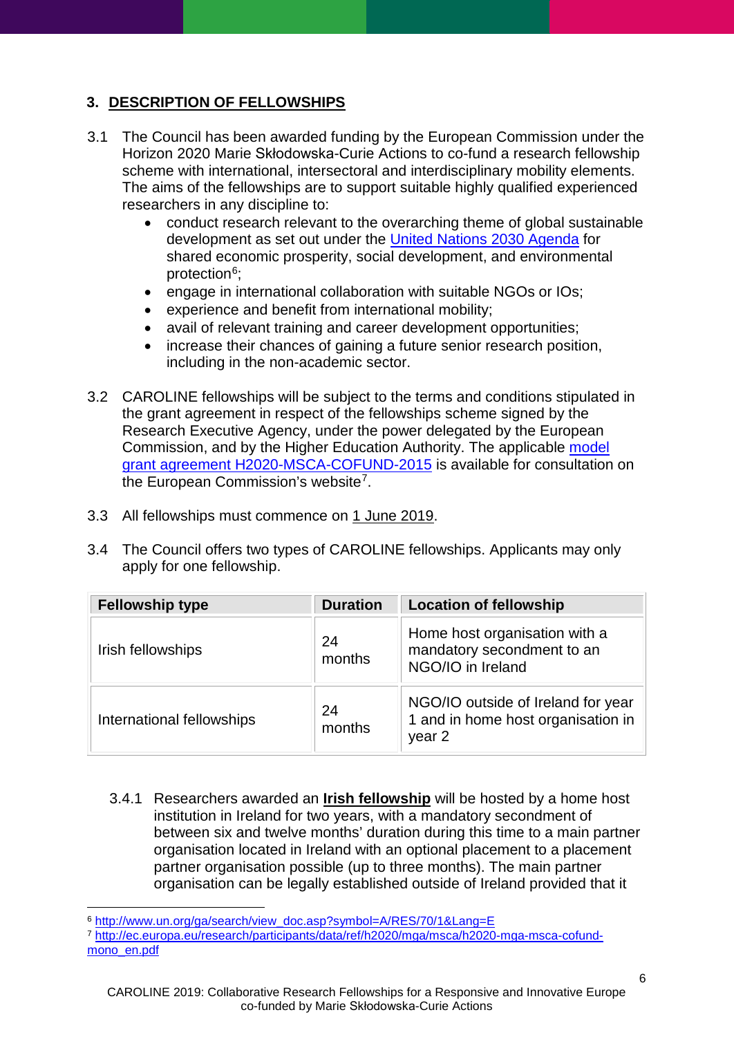## 3. DESCRIPTION OF FELLOWSHIPS

3.1 The Council has been awarded funding by the European Commission under the Horizon 2020 Marie Skłodowska-Curie Actions to co-fund a research fellowship scheme with international, intersectoral and interdisciplinary mobility elements. The aims of the fellowships are to support suitable highly qualified experienced researchers in any discipline to:

- conduct research relevant to the overarching theme of global sustainable development as set out under the United Nations 2030 Agenda for shared economic prosperity, social development, and environmental protection[6];
- engage in international collaboration with suitable NGOs or IOs;
- experience and benefit from international mobility;
- avail of relevant training and career development opportunities;
- increase their chances of gaining a future senior research position, including in the non-academic sector.

3.2 CAROLINE fellowships will be subject to the terms and conditions stipulated in the grant agreement in respect of the fellowships scheme signed by the Research Executive Agency, under the power delegated by the European Commission, and by the Higher Education Authority. The applicable model grant agreement H2020-MSCA-COFUND-2015 is available for consultation on the European Commission's website[7].

3.3 All fellowships must commence on 1 June 2019.

3.4 The Council offers two types of CAROLINE fellowships. Applicants may only apply for one fellowship.

| Fellowship type | Duration | Location of fellowship |
|---|---|---|
| Irish fellowships | 24 months | Home host organisation with a mandatory secondment to an NGO/IO in Ireland |
| International fellowships | 24 months | NGO/IO outside of Ireland for year 1 and in home host organisation in year 2 |

3.4.1 Researchers awarded an **Irish fellowship** will be hosted by a home host institution in Ireland for two years, with a mandatory secondment of between six and twelve months' duration during this time to a main partner organisation located in Ireland with an optional placement to a placement partner organisation possible (up to three months). The main partner organisation can be legally established outside of Ireland provided that it

---

[6] http://www.un.org/ga/search/view_doc.asp?symbol=A/RES/70/1&Lang=E

[7] http://ec.europa.eu/research/participants/data/ref/h2020/mga/msca/h2020-mga-msca-cofund-mono_en.pdf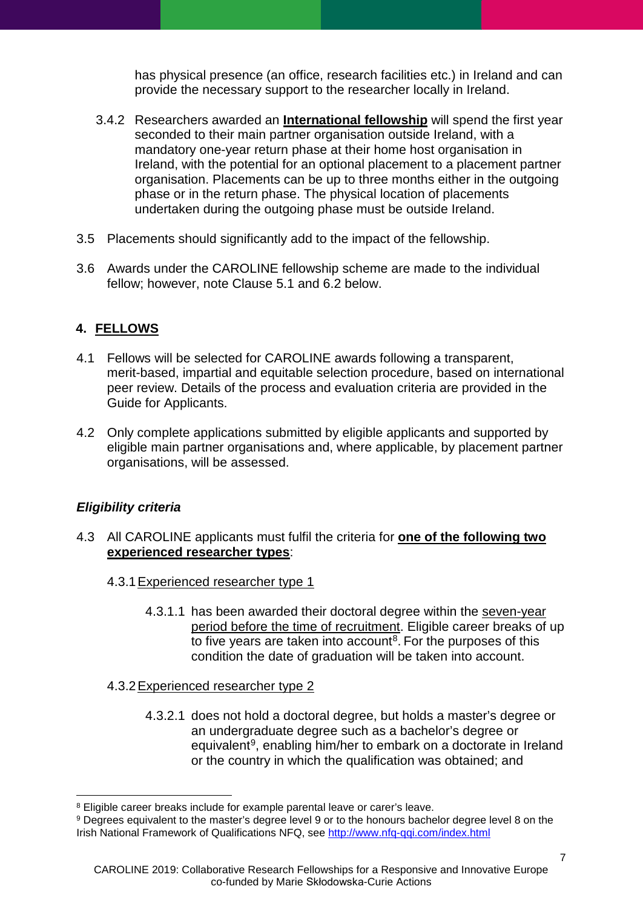has physical presence (an office, research facilities etc.) in Ireland and can provide the necessary support to the researcher locally in Ireland.

3.4.2 Researchers awarded an **International fellowship** will spend the first year seconded to their main partner organisation outside Ireland, with a mandatory one-year return phase at their home host organisation in Ireland, with the potential for an optional placement to a placement partner organisation. Placements can be up to three months either in the outgoing phase or in the return phase. The physical location of placements undertaken during the outgoing phase must be outside Ireland.

3.5 Placements should significantly add to the impact of the fellowship.

3.6 Awards under the CAROLINE fellowship scheme are made to the individual fellow; however, note Clause 5.1 and 6.2 below.

## 4. FELLOWS

4.1 Fellows will be selected for CAROLINE awards following a transparent, merit-based, impartial and equitable selection procedure, based on international peer review. Details of the process and evaluation criteria are provided in the Guide for Applicants.

4.2 Only complete applications submitted by eligible applicants and supported by eligible main partner organisations and, where applicable, by placement partner organisations, will be assessed.

### *Eligibility criteria*

4.3 All CAROLINE applicants must fulfil the criteria for **one of the following two experienced researcher types**:

4.3.1 Experienced researcher type 1

4.3.1.1 has been awarded their doctoral degree within the seven-year period before the time of recruitment. Eligible career breaks of up to five years are taken into account[8]. For the purposes of this condition the date of graduation will be taken into account.

4.3.2 Experienced researcher type 2

4.3.2.1 does not hold a doctoral degree, but holds a master's degree or an undergraduate degree such as a bachelor's degree or equivalent[9], enabling him/her to embark on a doctorate in Ireland or the country in which the qualification was obtained; and

---

[8] Eligible career breaks include for example parental leave or carer's leave.

[9] Degrees equivalent to the master's degree level 9 or to the honours bachelor degree level 8 on the Irish National Framework of Qualifications NFQ, see http://www.nfq-qqi.com/index.html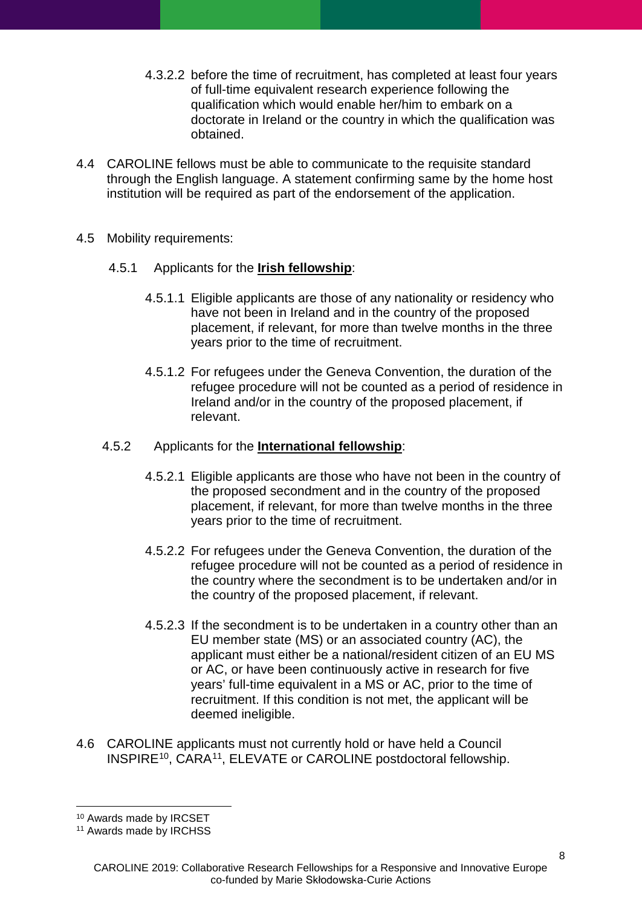4.3.2.2 before the time of recruitment, has completed at least four years of full-time equivalent research experience following the qualification which would enable her/him to embark on a doctorate in Ireland or the country in which the qualification was obtained.

4.4 CAROLINE fellows must be able to communicate to the requisite standard through the English language. A statement confirming same by the home host institution will be required as part of the endorsement of the application.

4.5 Mobility requirements:

4.5.1 Applicants for the **Irish fellowship**:

4.5.1.1 Eligible applicants are those of any nationality or residency who have not been in Ireland and in the country of the proposed placement, if relevant, for more than twelve months in the three years prior to the time of recruitment.

4.5.1.2 For refugees under the Geneva Convention, the duration of the refugee procedure will not be counted as a period of residence in Ireland and/or in the country of the proposed placement, if relevant.

4.5.2 Applicants for the **International fellowship**:

4.5.2.1 Eligible applicants are those who have not been in the country of the proposed secondment and in the country of the proposed placement, if relevant, for more than twelve months in the three years prior to the time of recruitment.

4.5.2.2 For refugees under the Geneva Convention, the duration of the refugee procedure will not be counted as a period of residence in the country where the secondment is to be undertaken and/or in the country of the proposed placement, if relevant.

4.5.2.3 If the secondment is to be undertaken in a country other than an EU member state (MS) or an associated country (AC), the applicant must either be a national/resident citizen of an EU MS or AC, or have been continuously active in research for five years' full-time equivalent in a MS or AC, prior to the time of recruitment. If this condition is not met, the applicant will be deemed ineligible.

4.6 CAROLINE applicants must not currently hold or have held a Council INSPIRE[10], CARA[11], ELEVATE or CAROLINE postdoctoral fellowship.

[10] Awards made by IRCSET

[11] Awards made by IRCHSS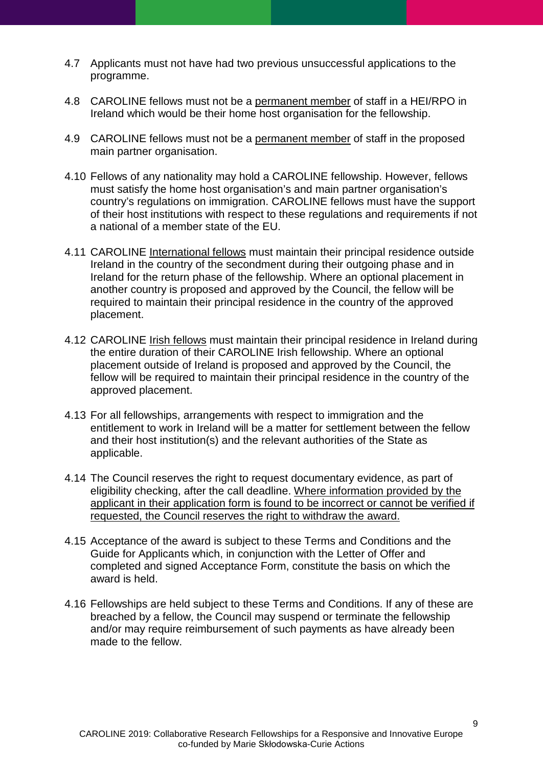4.7 Applicants must not have had two previous unsuccessful applications to the programme.

4.8 CAROLINE fellows must not be a <u>permanent member</u> of staff in a HEI/RPO in Ireland which would be their home host organisation for the fellowship.

4.9 CAROLINE fellows must not be a <u>permanent member</u> of staff in the proposed main partner organisation.

4.10 Fellows of any nationality may hold a CAROLINE fellowship. However, fellows must satisfy the home host organisation's and main partner organisation's country's regulations on immigration. CAROLINE fellows must have the support of their host institutions with respect to these regulations and requirements if not a national of a member state of the EU.

4.11 CAROLINE <u>International fellows</u> must maintain their principal residence outside Ireland in the country of the secondment during their outgoing phase and in Ireland for the return phase of the fellowship. Where an optional placement in another country is proposed and approved by the Council, the fellow will be required to maintain their principal residence in the country of the approved placement.

4.12 CAROLINE <u>Irish fellows</u> must maintain their principal residence in Ireland during the entire duration of their CAROLINE Irish fellowship. Where an optional placement outside of Ireland is proposed and approved by the Council, the fellow will be required to maintain their principal residence in the country of the approved placement.

4.13 For all fellowships, arrangements with respect to immigration and the entitlement to work in Ireland will be a matter for settlement between the fellow and their host institution(s) and the relevant authorities of the State as applicable.

4.14 The Council reserves the right to request documentary evidence, as part of eligibility checking, after the call deadline. <u>Where information provided by the applicant in their application form is found to be incorrect or cannot be verified if requested, the Council reserves the right to withdraw the award.</u>

4.15 Acceptance of the award is subject to these Terms and Conditions and the Guide for Applicants which, in conjunction with the Letter of Offer and completed and signed Acceptance Form, constitute the basis on which the award is held.

4.16 Fellowships are held subject to these Terms and Conditions. If any of these are breached by a fellow, the Council may suspend or terminate the fellowship and/or may require reimbursement of such payments as have already been made to the fellow.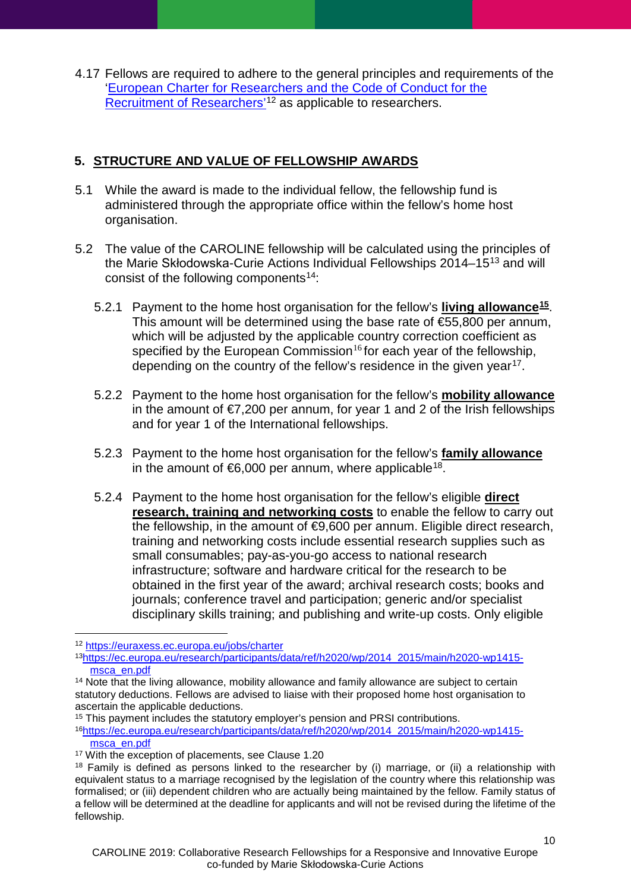4.17 Fellows are required to adhere to the general principles and requirements of the '[European Charter for Researchers and the Code of Conduct for the Recruitment of Researchers](https://euraxess.ec.europa.eu/jobs/charter)'[12] as applicable to researchers.

## 5. STRUCTURE AND VALUE OF FELLOWSHIP AWARDS

5.1 While the award is made to the individual fellow, the fellowship fund is administered through the appropriate office within the fellow's home host organisation.

5.2 The value of the CAROLINE fellowship will be calculated using the principles of the Marie Skłodowska-Curie Actions Individual Fellowships 2014–15[13] and will consist of the following components[14]:

5.2.1 Payment to the home host organisation for the fellow's **living allowance**[15]. This amount will be determined using the base rate of €55,800 per annum, which will be adjusted by the applicable country correction coefficient as specified by the European Commission[16] for each year of the fellowship, depending on the country of the fellow's residence in the given year[17].

5.2.2 Payment to the home host organisation for the fellow's **mobility allowance** in the amount of €7,200 per annum, for year 1 and 2 of the Irish fellowships and for year 1 of the International fellowships.

5.2.3 Payment to the home host organisation for the fellow's **family allowance** in the amount of €6,000 per annum, where applicable[18].

5.2.4 Payment to the home host organisation for the fellow's eligible **direct research, training and networking costs** to enable the fellow to carry out the fellowship, in the amount of €9,600 per annum. Eligible direct research, training and networking costs include essential research supplies such as small consumables; pay-as-you-go access to national research infrastructure; software and hardware critical for the research to be obtained in the first year of the award; archival research costs; books and journals; conference travel and participation; generic and/or specialist disciplinary skills training; and publishing and write-up costs. Only eligible

---

[12] https://euraxess.ec.europa.eu/jobs/charter

[13] https://ec.europa.eu/research/participants/data/ref/h2020/wp/2014_2015/main/h2020-wp1415-msca_en.pdf

[14] Note that the living allowance, mobility allowance and family allowance are subject to certain statutory deductions. Fellows are advised to liaise with their proposed home host organisation to ascertain the applicable deductions.

[15] This payment includes the statutory employer's pension and PRSI contributions.

[16] https://ec.europa.eu/research/participants/data/ref/h2020/wp/2014_2015/main/h2020-wp1415-msca_en.pdf

[17] With the exception of placements, see Clause 1.20

[18] Family is defined as persons linked to the researcher by (i) marriage, or (ii) a relationship with equivalent status to a marriage recognised by the legislation of the country where this relationship was formalised; or (iii) dependent children who are actually being maintained by the fellow. Family status of a fellow will be determined at the deadline for applicants and will not be revised during the lifetime of the fellowship.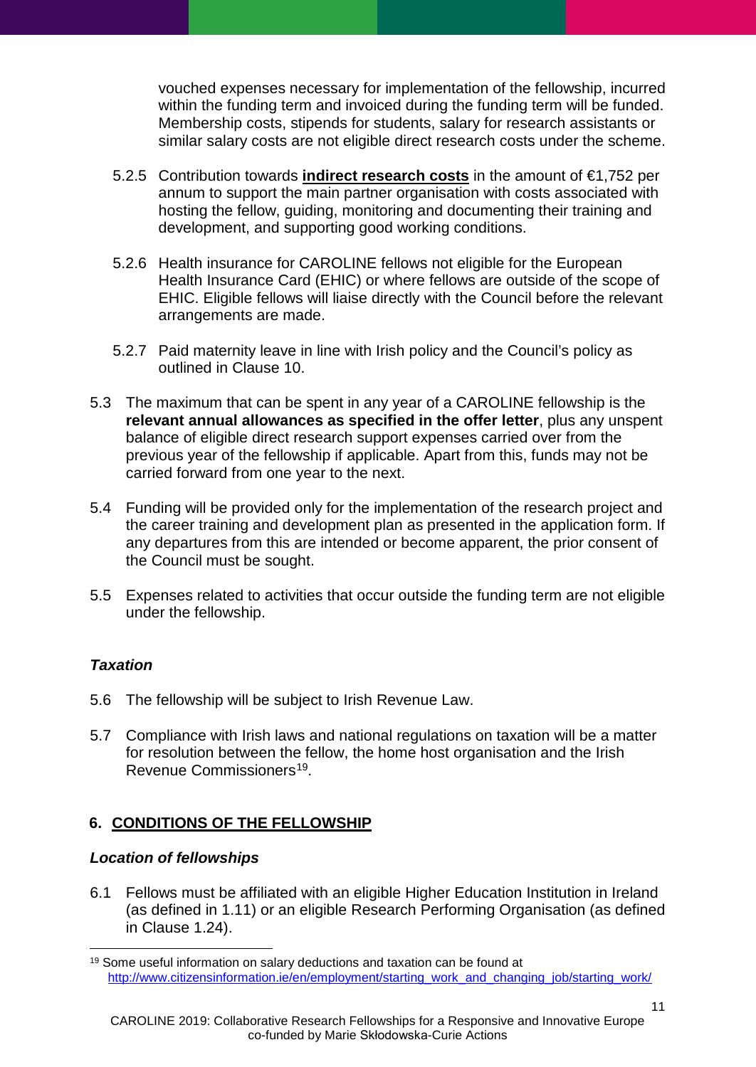vouched expenses necessary for implementation of the fellowship, incurred within the funding term and invoiced during the funding term will be funded. Membership costs, stipends for students, salary for research assistants or similar salary costs are not eligible direct research costs under the scheme.

5.2.5 Contribution towards **indirect research costs** in the amount of €1,752 per annum to support the main partner organisation with costs associated with hosting the fellow, guiding, monitoring and documenting their training and development, and supporting good working conditions.

5.2.6 Health insurance for CAROLINE fellows not eligible for the European Health Insurance Card (EHIC) or where fellows are outside of the scope of EHIC. Eligible fellows will liaise directly with the Council before the relevant arrangements are made.

5.2.7 Paid maternity leave in line with Irish policy and the Council's policy as outlined in Clause 10.

5.3 The maximum that can be spent in any year of a CAROLINE fellowship is the **relevant annual allowances as specified in the offer letter**, plus any unspent balance of eligible direct research support expenses carried over from the previous year of the fellowship if applicable. Apart from this, funds may not be carried forward from one year to the next.

5.4 Funding will be provided only for the implementation of the research project and the career training and development plan as presented in the application form. If any departures from this are intended or become apparent, the prior consent of the Council must be sought.

5.5 Expenses related to activities that occur outside the funding term are not eligible under the fellowship.

***Taxation***

5.6 The fellowship will be subject to Irish Revenue Law.

5.7 Compliance with Irish laws and national regulations on taxation will be a matter for resolution between the fellow, the home host organisation and the Irish Revenue Commissioners[19].

## 6. CONDITIONS OF THE FELLOWSHIP

***Location of fellowships***

6.1 Fellows must be affiliated with an eligible Higher Education Institution in Ireland (as defined in 1.11) or an eligible Research Performing Organisation (as defined in Clause 1.24).

[19] Some useful information on salary deductions and taxation can be found at http://www.citizensinformation.ie/en/employment/starting_work_and_changing_job/starting_work/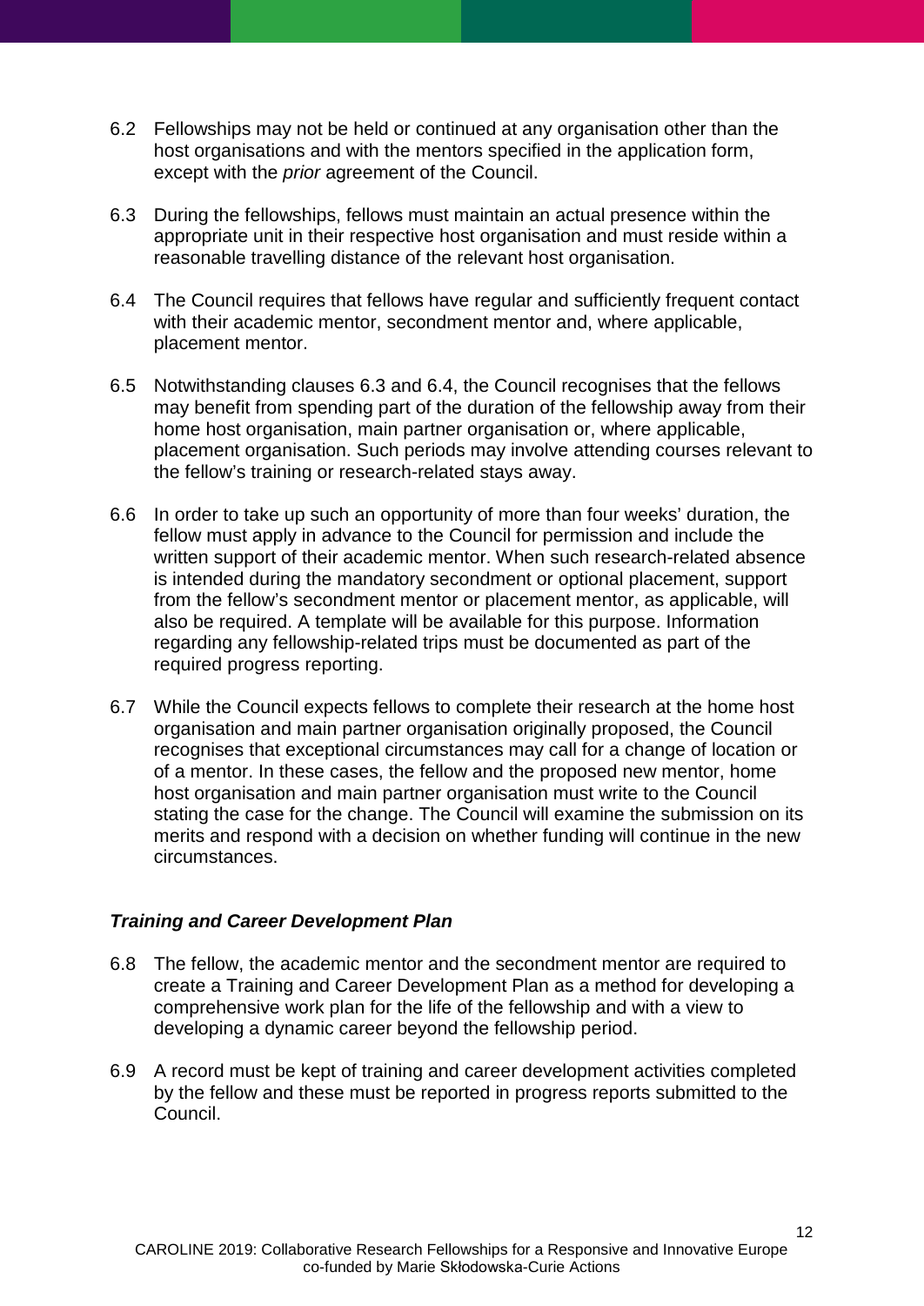6.2 Fellowships may not be held or continued at any organisation other than the host organisations and with the mentors specified in the application form, except with the *prior* agreement of the Council.

6.3 During the fellowships, fellows must maintain an actual presence within the appropriate unit in their respective host organisation and must reside within a reasonable travelling distance of the relevant host organisation.

6.4 The Council requires that fellows have regular and sufficiently frequent contact with their academic mentor, secondment mentor and, where applicable, placement mentor.

6.5 Notwithstanding clauses 6.3 and 6.4, the Council recognises that the fellows may benefit from spending part of the duration of the fellowship away from their home host organisation, main partner organisation or, where applicable, placement organisation. Such periods may involve attending courses relevant to the fellow's training or research-related stays away.

6.6 In order to take up such an opportunity of more than four weeks' duration, the fellow must apply in advance to the Council for permission and include the written support of their academic mentor. When such research-related absence is intended during the mandatory secondment or optional placement, support from the fellow's secondment mentor or placement mentor, as applicable, will also be required. A template will be available for this purpose. Information regarding any fellowship-related trips must be documented as part of the required progress reporting.

6.7 While the Council expects fellows to complete their research at the home host organisation and main partner organisation originally proposed, the Council recognises that exceptional circumstances may call for a change of location or of a mentor. In these cases, the fellow and the proposed new mentor, home host organisation and main partner organisation must write to the Council stating the case for the change. The Council will examine the submission on its merits and respond with a decision on whether funding will continue in the new circumstances.

### *Training and Career Development Plan*

6.8 The fellow, the academic mentor and the secondment mentor are required to create a Training and Career Development Plan as a method for developing a comprehensive work plan for the life of the fellowship and with a view to developing a dynamic career beyond the fellowship period.

6.9 A record must be kept of training and career development activities completed by the fellow and these must be reported in progress reports submitted to the Council.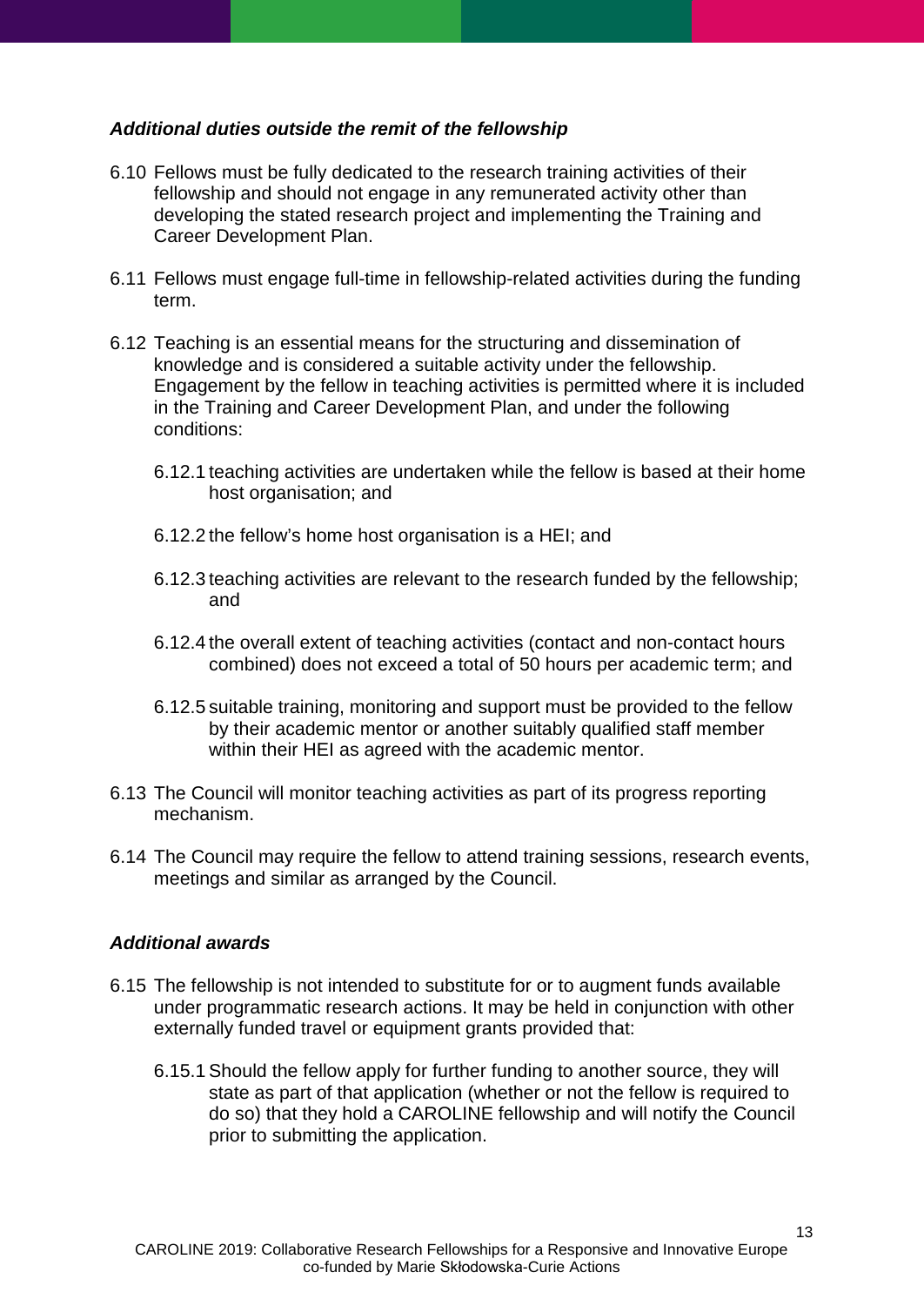### *Additional duties outside the remit of the fellowship*

6.10 Fellows must be fully dedicated to the research training activities of their fellowship and should not engage in any remunerated activity other than developing the stated research project and implementing the Training and Career Development Plan.

6.11 Fellows must engage full-time in fellowship-related activities during the funding term.

6.12 Teaching is an essential means for the structuring and dissemination of knowledge and is considered a suitable activity under the fellowship. Engagement by the fellow in teaching activities is permitted where it is included in the Training and Career Development Plan, and under the following conditions:

- 6.12.1 teaching activities are undertaken while the fellow is based at their home host organisation; and
- 6.12.2 the fellow's home host organisation is a HEI; and
- 6.12.3 teaching activities are relevant to the research funded by the fellowship; and
- 6.12.4 the overall extent of teaching activities (contact and non-contact hours combined) does not exceed a total of 50 hours per academic term; and
- 6.12.5 suitable training, monitoring and support must be provided to the fellow by their academic mentor or another suitably qualified staff member within their HEI as agreed with the academic mentor.

6.13 The Council will monitor teaching activities as part of its progress reporting mechanism.

6.14 The Council may require the fellow to attend training sessions, research events, meetings and similar as arranged by the Council.

### *Additional awards*

6.15 The fellowship is not intended to substitute for or to augment funds available under programmatic research actions. It may be held in conjunction with other externally funded travel or equipment grants provided that:

- 6.15.1 Should the fellow apply for further funding to another source, they will state as part of that application (whether or not the fellow is required to do so) that they hold a CAROLINE fellowship and will notify the Council prior to submitting the application.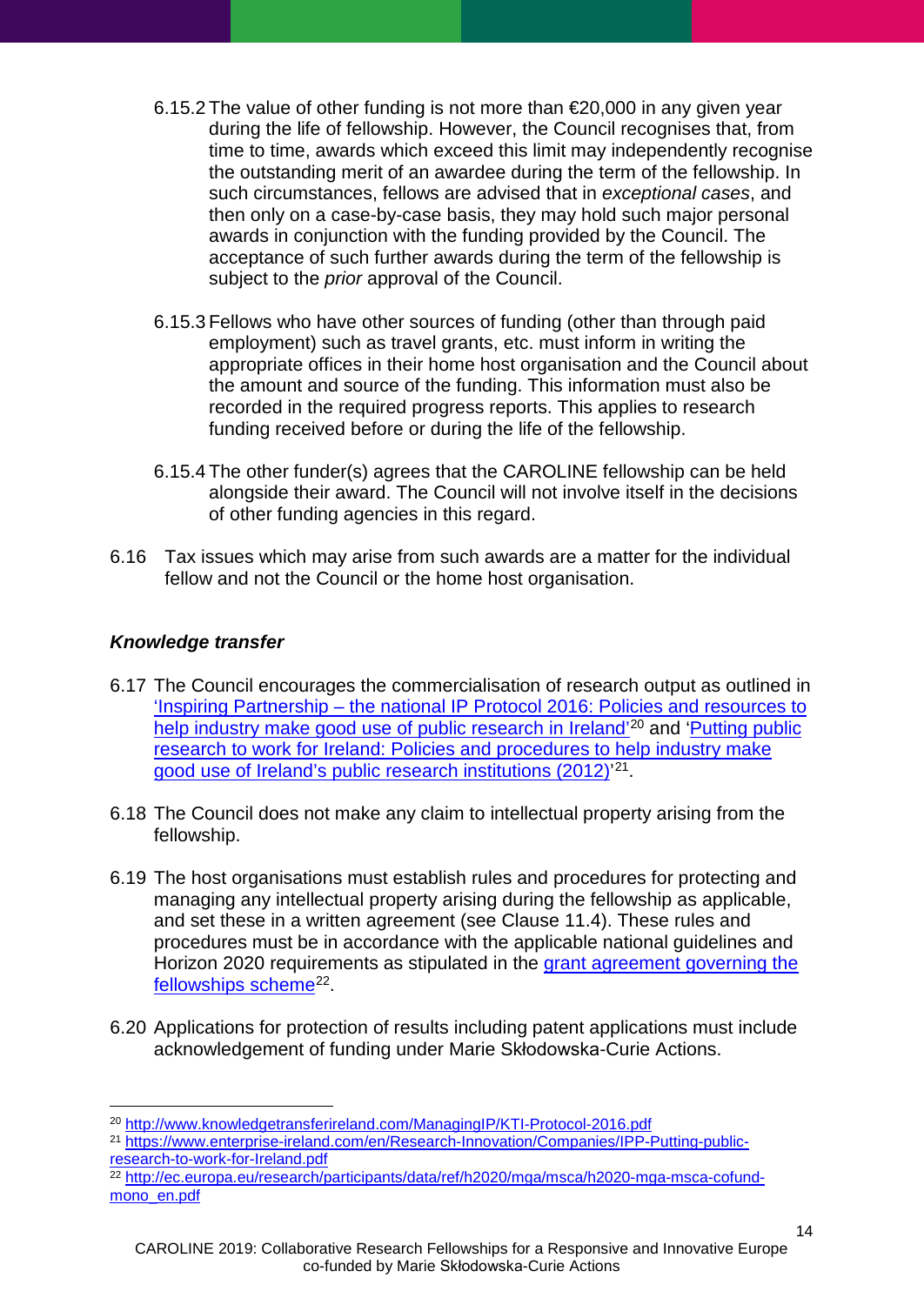6.15.2 The value of other funding is not more than €20,000 in any given year during the life of fellowship. However, the Council recognises that, from time to time, awards which exceed this limit may independently recognise the outstanding merit of an awardee during the term of the fellowship. In such circumstances, fellows are advised that in *exceptional cases*, and then only on a case-by-case basis, they may hold such major personal awards in conjunction with the funding provided by the Council. The acceptance of such further awards during the term of the fellowship is subject to the *prior* approval of the Council.

6.15.3 Fellows who have other sources of funding (other than through paid employment) such as travel grants, etc. must inform in writing the appropriate offices in their home host organisation and the Council about the amount and source of the funding. This information must also be recorded in the required progress reports. This applies to research funding received before or during the life of the fellowship.

6.15.4 The other funder(s) agrees that the CAROLINE fellowship can be held alongside their award. The Council will not involve itself in the decisions of other funding agencies in this regard.

6.16 Tax issues which may arise from such awards are a matter for the individual fellow and not the Council or the home host organisation.

### *Knowledge transfer*

6.17 The Council encourages the commercialisation of research output as outlined in 'Inspiring Partnership – the national IP Protocol 2016: Policies and resources to help industry make good use of public research in Ireland'[20] and 'Putting public research to work for Ireland: Policies and procedures to help industry make good use of Ireland's public research institutions (2012)'[21].

6.18 The Council does not make any claim to intellectual property arising from the fellowship.

6.19 The host organisations must establish rules and procedures for protecting and managing any intellectual property arising during the fellowship as applicable, and set these in a written agreement (see Clause 11.4). These rules and procedures must be in accordance with the applicable national guidelines and Horizon 2020 requirements as stipulated in the grant agreement governing the fellowships scheme[22].

6.20 Applications for protection of results including patent applications must include acknowledgement of funding under Marie Skłodowska-Curie Actions.

---

[20] http://www.knowledgetransferireland.com/ManagingIP/KTI-Protocol-2016.pdf

[21] https://www.enterprise-ireland.com/en/Research-Innovation/Companies/IPP-Putting-public-research-to-work-for-Ireland.pdf

[22] http://ec.europa.eu/research/participants/data/ref/h2020/mga/msca/h2020-mga-msca-cofund-mono_en.pdf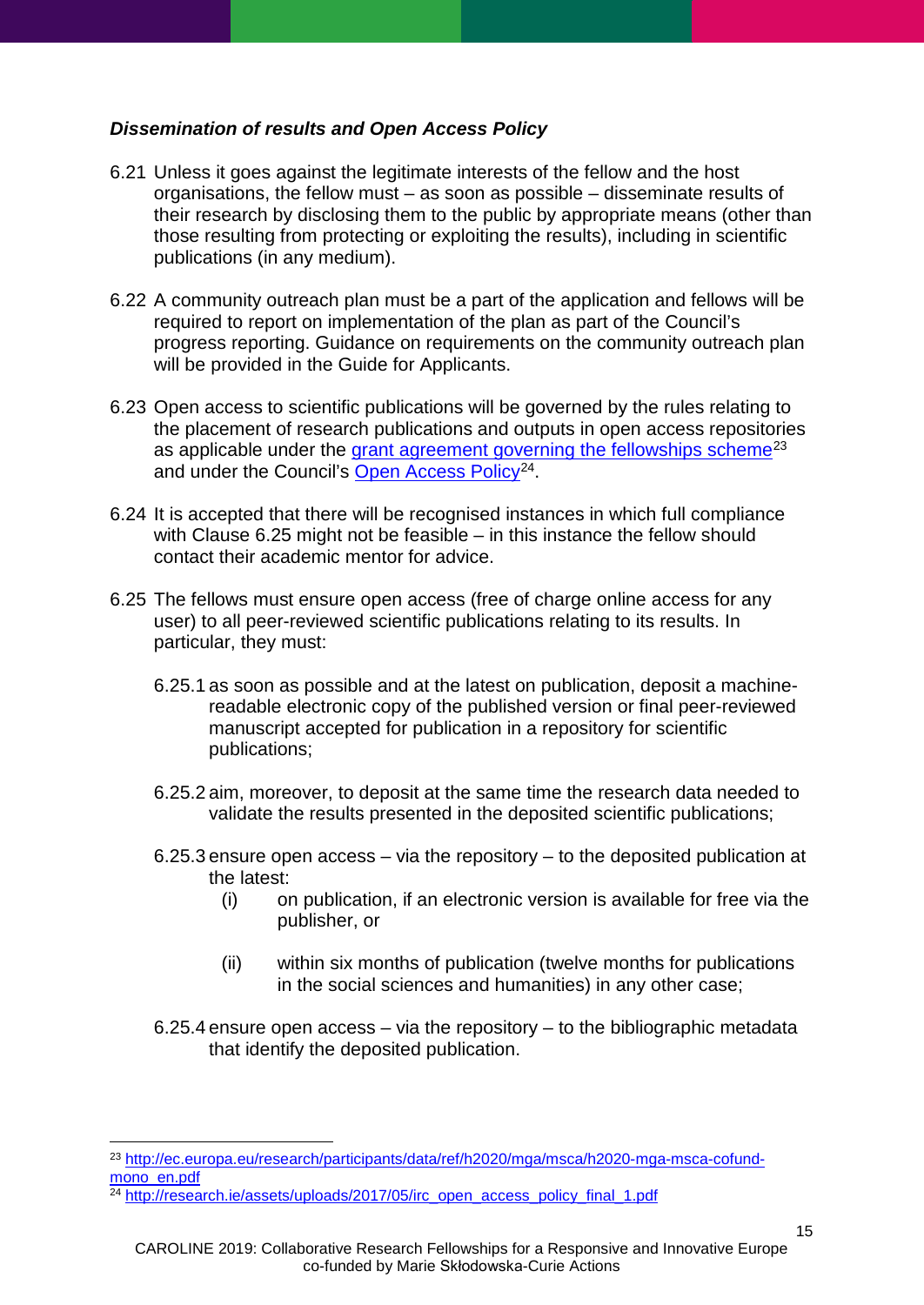***Dissemination of results and Open Access Policy***

6.21 Unless it goes against the legitimate interests of the fellow and the host organisations, the fellow must – as soon as possible – disseminate results of their research by disclosing them to the public by appropriate means (other than those resulting from protecting or exploiting the results), including in scientific publications (in any medium).

6.22 A community outreach plan must be a part of the application and fellows will be required to report on implementation of the plan as part of the Council's progress reporting. Guidance on requirements on the community outreach plan will be provided in the Guide for Applicants.

6.23 Open access to scientific publications will be governed by the rules relating to the placement of research publications and outputs in open access repositories as applicable under the [grant agreement governing the fellowships scheme](http://ec.europa.eu/research/participants/data/ref/h2020/mga/msca/h2020-mga-msca-cofund-mono_en.pdf)[23] and under the Council's [Open Access Policy](http://research.ie/assets/uploads/2017/05/irc_open_access_policy_final_1.pdf)[24].

6.24 It is accepted that there will be recognised instances in which full compliance with Clause 6.25 might not be feasible – in this instance the fellow should contact their academic mentor for advice.

6.25 The fellows must ensure open access (free of charge online access for any user) to all peer-reviewed scientific publications relating to its results. In particular, they must:

- 6.25.1 as soon as possible and at the latest on publication, deposit a machine-readable electronic copy of the published version or final peer-reviewed manuscript accepted for publication in a repository for scientific publications;

- 6.25.2 aim, moreover, to deposit at the same time the research data needed to validate the results presented in the deposited scientific publications;

- 6.25.3 ensure open access – via the repository – to the deposited publication at the latest:
  - (i) on publication, if an electronic version is available for free via the publisher, or
  - (ii) within six months of publication (twelve months for publications in the social sciences and humanities) in any other case;

- 6.25.4 ensure open access – via the repository – to the bibliographic metadata that identify the deposited publication.

---

[23] http://ec.europa.eu/research/participants/data/ref/h2020/mga/msca/h2020-mga-msca-cofund-mono_en.pdf

[24] http://research.ie/assets/uploads/2017/05/irc_open_access_policy_final_1.pdf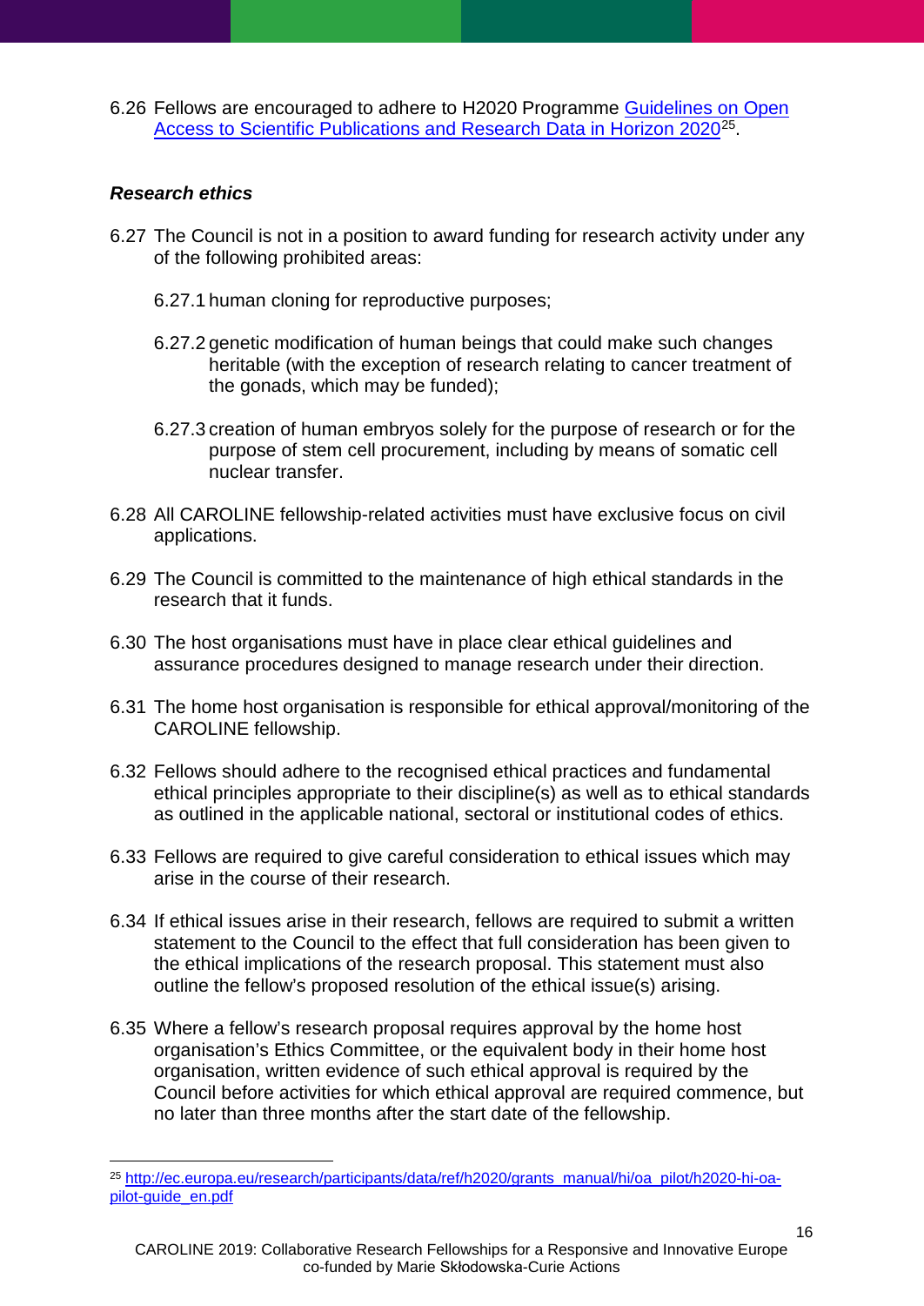6.26 Fellows are encouraged to adhere to H2020 Programme [Guidelines on Open Access to Scientific Publications and Research Data in Horizon 2020](http://ec.europa.eu/research/participants/data/ref/h2020/grants_manual/hi/oa_pilot/h2020-hi-oa-pilot-guide_en.pdf)[25].

***Research ethics***

6.27 The Council is not in a position to award funding for research activity under any of the following prohibited areas:

6.27.1 human cloning for reproductive purposes;

6.27.2 genetic modification of human beings that could make such changes heritable (with the exception of research relating to cancer treatment of the gonads, which may be funded);

6.27.3 creation of human embryos solely for the purpose of research or for the purpose of stem cell procurement, including by means of somatic cell nuclear transfer.

6.28 All CAROLINE fellowship-related activities must have exclusive focus on civil applications.

6.29 The Council is committed to the maintenance of high ethical standards in the research that it funds.

6.30 The host organisations must have in place clear ethical guidelines and assurance procedures designed to manage research under their direction.

6.31 The home host organisation is responsible for ethical approval/monitoring of the CAROLINE fellowship.

6.32 Fellows should adhere to the recognised ethical practices and fundamental ethical principles appropriate to their discipline(s) as well as to ethical standards as outlined in the applicable national, sectoral or institutional codes of ethics.

6.33 Fellows are required to give careful consideration to ethical issues which may arise in the course of their research.

6.34 If ethical issues arise in their research, fellows are required to submit a written statement to the Council to the effect that full consideration has been given to the ethical implications of the research proposal. This statement must also outline the fellow's proposed resolution of the ethical issue(s) arising.

6.35 Where a fellow's research proposal requires approval by the home host organisation's Ethics Committee, or the equivalent body in their home host organisation, written evidence of such ethical approval is required by the Council before activities for which ethical approval are required commence, but no later than three months after the start date of the fellowship.

---

[25] http://ec.europa.eu/research/participants/data/ref/h2020/grants_manual/hi/oa_pilot/h2020-hi-oa-pilot-guide_en.pdf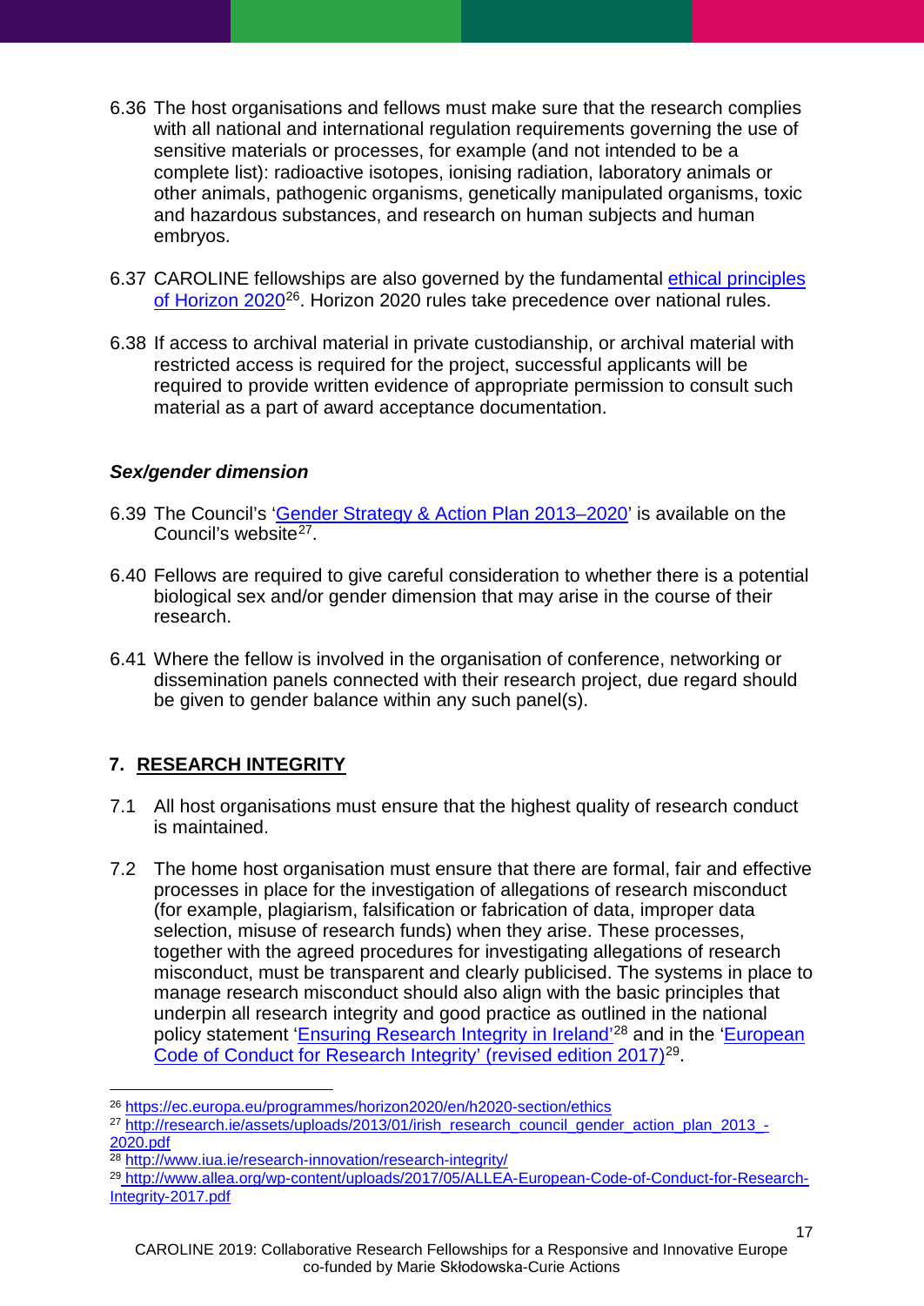6.36 The host organisations and fellows must make sure that the research complies with all national and international regulation requirements governing the use of sensitive materials or processes, for example (and not intended to be a complete list): radioactive isotopes, ionising radiation, laboratory animals or other animals, pathogenic organisms, genetically manipulated organisms, toxic and hazardous substances, and research on human subjects and human embryos.

6.37 CAROLINE fellowships are also governed by the fundamental [ethical principles of Horizon 2020](https://ec.europa.eu/programmes/horizon2020/en/h2020-section/ethics)[26]. Horizon 2020 rules take precedence over national rules.

6.38 If access to archival material in private custodianship, or archival material with restricted access is required for the project, successful applicants will be required to provide written evidence of appropriate permission to consult such material as a part of award acceptance documentation.

### *Sex/gender dimension*

6.39 The Council's '[Gender Strategy & Action Plan 2013–2020](http://research.ie/assets/uploads/2013/01/irish_research_council_gender_action_plan_2013_-2020.pdf)' is available on the Council's website[27].

6.40 Fellows are required to give careful consideration to whether there is a potential biological sex and/or gender dimension that may arise in the course of their research.

6.41 Where the fellow is involved in the organisation of conference, networking or dissemination panels connected with their research project, due regard should be given to gender balance within any such panel(s).

## 7. RESEARCH INTEGRITY

7.1 All host organisations must ensure that the highest quality of research conduct is maintained.

7.2 The home host organisation must ensure that there are formal, fair and effective processes in place for the investigation of allegations of research misconduct (for example, plagiarism, falsification or fabrication of data, improper data selection, misuse of research funds) when they arise. These processes, together with the agreed procedures for investigating allegations of research misconduct, must be transparent and clearly publicised. The systems in place to manage research misconduct should also align with the basic principles that underpin all research integrity and good practice as outlined in the national policy statement '[Ensuring Research Integrity in Ireland](http://www.iua.ie/research-innovation/research-integrity/)'[28] and in the '[European Code of Conduct for Research Integrity' (revised edition 2017)](http://www.allea.org/wp-content/uploads/2017/05/ALLEA-European-Code-of-Conduct-for-Research-Integrity-2017.pdf)[29].

---

[26] https://ec.europa.eu/programmes/horizon2020/en/h2020-section/ethics

[27] http://research.ie/assets/uploads/2013/01/irish_research_council_gender_action_plan_2013_-2020.pdf

[28] http://www.iua.ie/research-innovation/research-integrity/

[29] http://www.allea.org/wp-content/uploads/2017/05/ALLEA-European-Code-of-Conduct-for-Research-Integrity-2017.pdf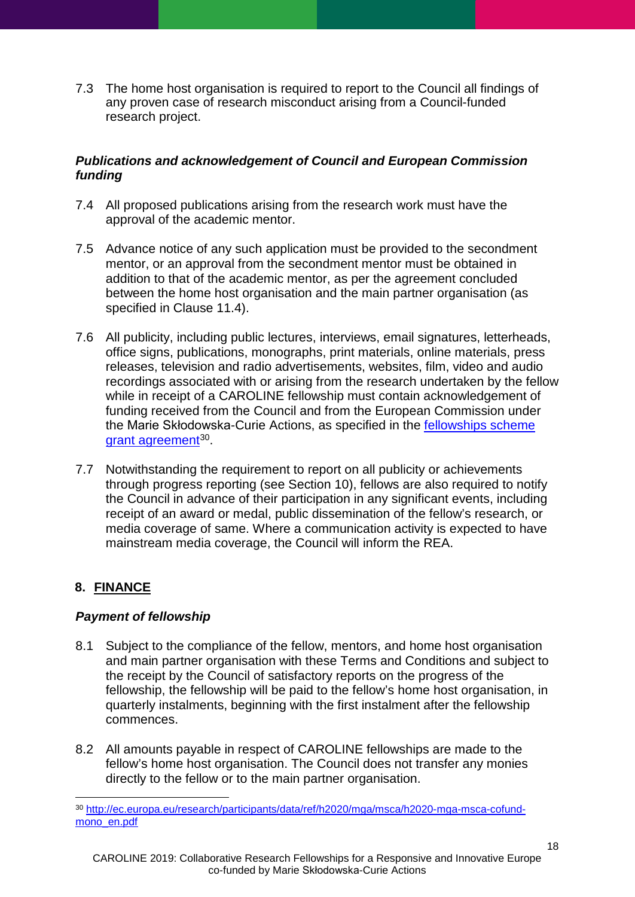7.3 The home host organisation is required to report to the Council all findings of any proven case of research misconduct arising from a Council-funded research project.

***Publications and acknowledgement of Council and European Commission funding***

7.4 All proposed publications arising from the research work must have the approval of the academic mentor.

7.5 Advance notice of any such application must be provided to the secondment mentor, or an approval from the secondment mentor must be obtained in addition to that of the academic mentor, as per the agreement concluded between the home host organisation and the main partner organisation (as specified in Clause 11.4).

7.6 All publicity, including public lectures, interviews, email signatures, letterheads, office signs, publications, monographs, print materials, online materials, press releases, television and radio advertisements, websites, film, video and audio recordings associated with or arising from the research undertaken by the fellow while in receipt of a CAROLINE fellowship must contain acknowledgement of funding received from the Council and from the European Commission under the Marie Skłodowska-Curie Actions, as specified in the [fellowships scheme grant agreement][30].

7.7 Notwithstanding the requirement to report on all publicity or achievements through progress reporting (see Section 10), fellows are also required to notify the Council in advance of their participation in any significant events, including receipt of an award or medal, public dissemination of the fellow's research, or media coverage of same. Where a communication activity is expected to have mainstream media coverage, the Council will inform the REA.

## 8. FINANCE

***Payment of fellowship***

8.1 Subject to the compliance of the fellow, mentors, and home host organisation and main partner organisation with these Terms and Conditions and subject to the receipt by the Council of satisfactory reports on the progress of the fellowship, the fellowship will be paid to the fellow's home host organisation, in quarterly instalments, beginning with the first instalment after the fellowship commences.

8.2 All amounts payable in respect of CAROLINE fellowships are made to the fellow's home host organisation. The Council does not transfer any monies directly to the fellow or to the main partner organisation.

[30] http://ec.europa.eu/research/participants/data/ref/h2020/mga/msca/h2020-mga-msca-cofund-mono_en.pdf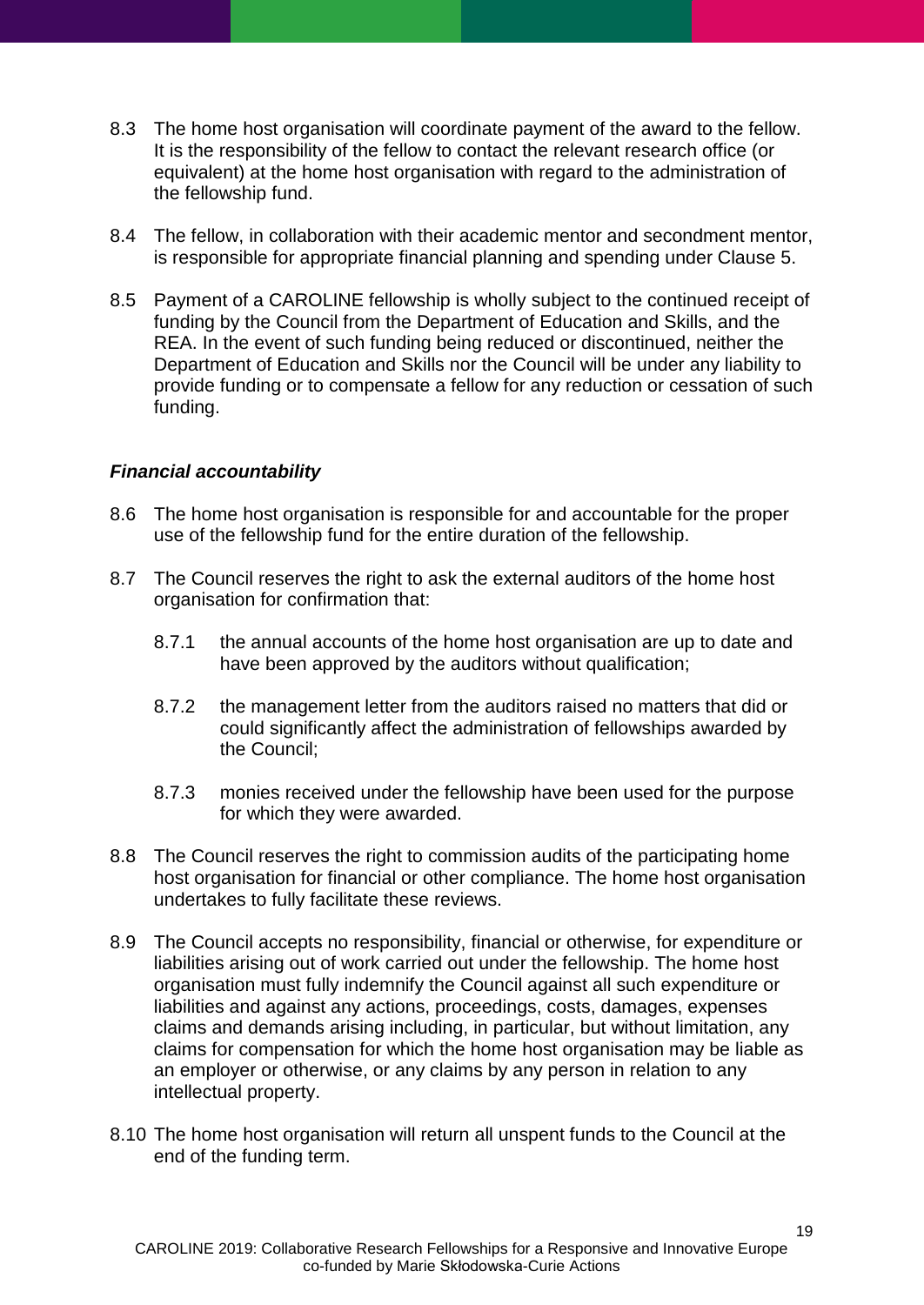8.3 The home host organisation will coordinate payment of the award to the fellow. It is the responsibility of the fellow to contact the relevant research office (or equivalent) at the home host organisation with regard to the administration of the fellowship fund.

8.4 The fellow, in collaboration with their academic mentor and secondment mentor, is responsible for appropriate financial planning and spending under Clause 5.

8.5 Payment of a CAROLINE fellowship is wholly subject to the continued receipt of funding by the Council from the Department of Education and Skills, and the REA. In the event of such funding being reduced or discontinued, neither the Department of Education and Skills nor the Council will be under any liability to provide funding or to compensate a fellow for any reduction or cessation of such funding.

***Financial accountability***

8.6 The home host organisation is responsible for and accountable for the proper use of the fellowship fund for the entire duration of the fellowship.

8.7 The Council reserves the right to ask the external auditors of the home host organisation for confirmation that:

- 8.7.1 the annual accounts of the home host organisation are up to date and have been approved by the auditors without qualification;
- 8.7.2 the management letter from the auditors raised no matters that did or could significantly affect the administration of fellowships awarded by the Council;
- 8.7.3 monies received under the fellowship have been used for the purpose for which they were awarded.

8.8 The Council reserves the right to commission audits of the participating home host organisation for financial or other compliance. The home host organisation undertakes to fully facilitate these reviews.

8.9 The Council accepts no responsibility, financial or otherwise, for expenditure or liabilities arising out of work carried out under the fellowship. The home host organisation must fully indemnify the Council against all such expenditure or liabilities and against any actions, proceedings, costs, damages, expenses claims and demands arising including, in particular, but without limitation, any claims for compensation for which the home host organisation may be liable as an employer or otherwise, or any claims by any person in relation to any intellectual property.

8.10 The home host organisation will return all unspent funds to the Council at the end of the funding term.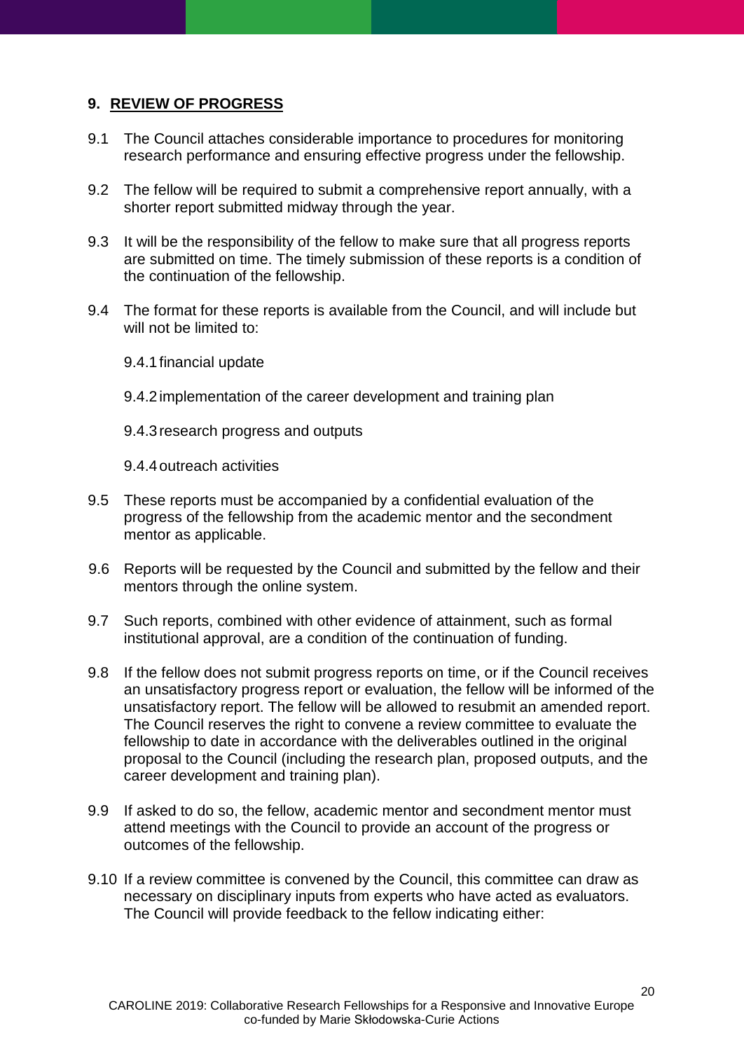## 9. REVIEW OF PROGRESS

9.1 The Council attaches considerable importance to procedures for monitoring research performance and ensuring effective progress under the fellowship.

9.2 The fellow will be required to submit a comprehensive report annually, with a shorter report submitted midway through the year.

9.3 It will be the responsibility of the fellow to make sure that all progress reports are submitted on time. The timely submission of these reports is a condition of the continuation of the fellowship.

9.4 The format for these reports is available from the Council, and will include but will not be limited to:

9.4.1 financial update

9.4.2 implementation of the career development and training plan

9.4.3 research progress and outputs

9.4.4 outreach activities

9.5 These reports must be accompanied by a confidential evaluation of the progress of the fellowship from the academic mentor and the secondment mentor as applicable.

9.6 Reports will be requested by the Council and submitted by the fellow and their mentors through the online system.

9.7 Such reports, combined with other evidence of attainment, such as formal institutional approval, are a condition of the continuation of funding.

9.8 If the fellow does not submit progress reports on time, or if the Council receives an unsatisfactory progress report or evaluation, the fellow will be informed of the unsatisfactory report. The fellow will be allowed to resubmit an amended report. The Council reserves the right to convene a review committee to evaluate the fellowship to date in accordance with the deliverables outlined in the original proposal to the Council (including the research plan, proposed outputs, and the career development and training plan).

9.9 If asked to do so, the fellow, academic mentor and secondment mentor must attend meetings with the Council to provide an account of the progress or outcomes of the fellowship.

9.10 If a review committee is convened by the Council, this committee can draw as necessary on disciplinary inputs from experts who have acted as evaluators. The Council will provide feedback to the fellow indicating either: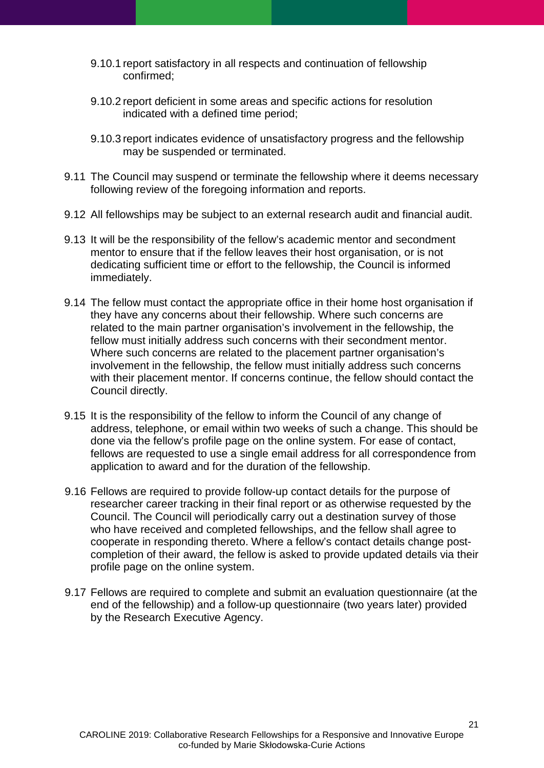9.10.1 report satisfactory in all respects and continuation of fellowship confirmed;

9.10.2 report deficient in some areas and specific actions for resolution indicated with a defined time period;

9.10.3 report indicates evidence of unsatisfactory progress and the fellowship may be suspended or terminated.

9.11 The Council may suspend or terminate the fellowship where it deems necessary following review of the foregoing information and reports.

9.12 All fellowships may be subject to an external research audit and financial audit.

9.13 It will be the responsibility of the fellow's academic mentor and secondment mentor to ensure that if the fellow leaves their host organisation, or is not dedicating sufficient time or effort to the fellowship, the Council is informed immediately.

9.14 The fellow must contact the appropriate office in their home host organisation if they have any concerns about their fellowship. Where such concerns are related to the main partner organisation's involvement in the fellowship, the fellow must initially address such concerns with their secondment mentor. Where such concerns are related to the placement partner organisation's involvement in the fellowship, the fellow must initially address such concerns with their placement mentor. If concerns continue, the fellow should contact the Council directly.

9.15 It is the responsibility of the fellow to inform the Council of any change of address, telephone, or email within two weeks of such a change. This should be done via the fellow's profile page on the online system. For ease of contact, fellows are requested to use a single email address for all correspondence from application to award and for the duration of the fellowship.

9.16 Fellows are required to provide follow-up contact details for the purpose of researcher career tracking in their final report or as otherwise requested by the Council. The Council will periodically carry out a destination survey of those who have received and completed fellowships, and the fellow shall agree to cooperate in responding thereto. Where a fellow's contact details change post-completion of their award, the fellow is asked to provide updated details via their profile page on the online system.

9.17 Fellows are required to complete and submit an evaluation questionnaire (at the end of the fellowship) and a follow-up questionnaire (two years later) provided by the Research Executive Agency.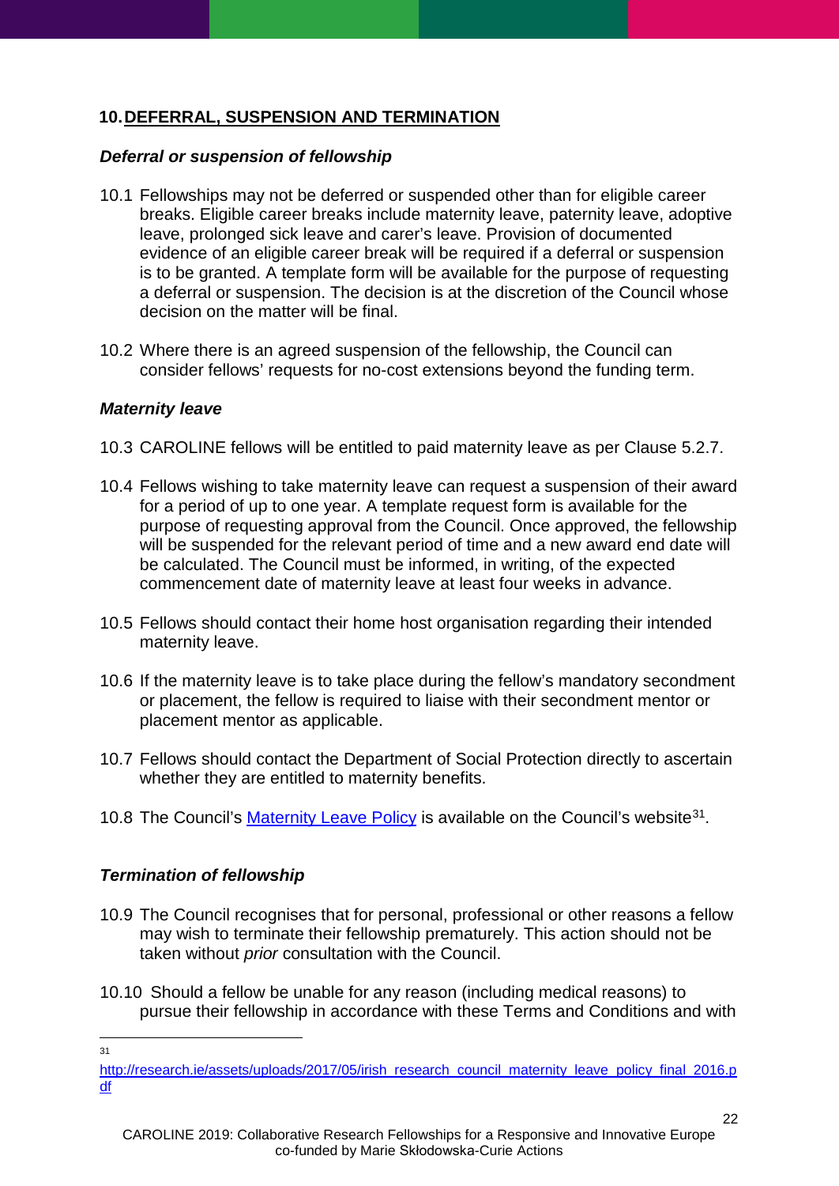## 10. DEFERRAL, SUSPENSION AND TERMINATION

### *Deferral or suspension of fellowship*

10.1 Fellowships may not be deferred or suspended other than for eligible career breaks. Eligible career breaks include maternity leave, paternity leave, adoptive leave, prolonged sick leave and carer's leave. Provision of documented evidence of an eligible career break will be required if a deferral or suspension is to be granted. A template form will be available for the purpose of requesting a deferral or suspension. The decision is at the discretion of the Council whose decision on the matter will be final.

10.2 Where there is an agreed suspension of the fellowship, the Council can consider fellows' requests for no-cost extensions beyond the funding term.

### *Maternity leave*

10.3 CAROLINE fellows will be entitled to paid maternity leave as per Clause 5.2.7.

10.4 Fellows wishing to take maternity leave can request a suspension of their award for a period of up to one year. A template request form is available for the purpose of requesting approval from the Council. Once approved, the fellowship will be suspended for the relevant period of time and a new award end date will be calculated. The Council must be informed, in writing, of the expected commencement date of maternity leave at least four weeks in advance.

10.5 Fellows should contact their home host organisation regarding their intended maternity leave.

10.6 If the maternity leave is to take place during the fellow's mandatory secondment or placement, the fellow is required to liaise with their secondment mentor or placement mentor as applicable.

10.7 Fellows should contact the Department of Social Protection directly to ascertain whether they are entitled to maternity benefits.

10.8 The Council's [Maternity Leave Policy](http://research.ie/assets/uploads/2017/05/irish_research_council_maternity_leave_policy_final_2016.pdf) is available on the Council's website[31].

### *Termination of fellowship*

10.9 The Council recognises that for personal, professional or other reasons a fellow may wish to terminate their fellowship prematurely. This action should not be taken without *prior* consultation with the Council.

10.10 Should a fellow be unable for any reason (including medical reasons) to pursue their fellowship in accordance with these Terms and Conditions and with

---

[31] http://research.ie/assets/uploads/2017/05/irish_research_council_maternity_leave_policy_final_2016.pdf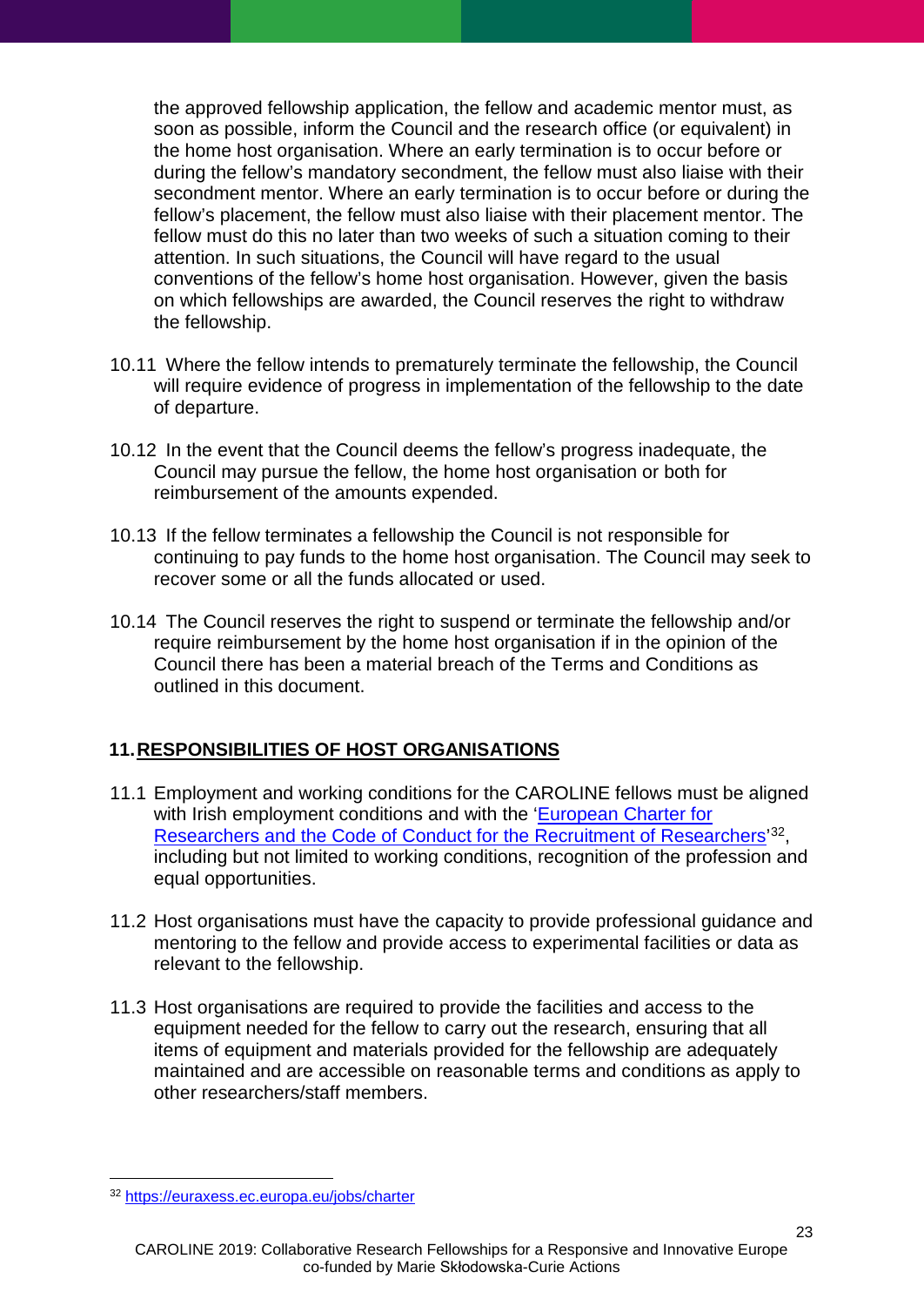the approved fellowship application, the fellow and academic mentor must, as soon as possible, inform the Council and the research office (or equivalent) in the home host organisation. Where an early termination is to occur before or during the fellow's mandatory secondment, the fellow must also liaise with their secondment mentor. Where an early termination is to occur before or during the fellow's placement, the fellow must also liaise with their placement mentor. The fellow must do this no later than two weeks of such a situation coming to their attention. In such situations, the Council will have regard to the usual conventions of the fellow's home host organisation. However, given the basis on which fellowships are awarded, the Council reserves the right to withdraw the fellowship.

10.11 Where the fellow intends to prematurely terminate the fellowship, the Council will require evidence of progress in implementation of the fellowship to the date of departure.

10.12 In the event that the Council deems the fellow's progress inadequate, the Council may pursue the fellow, the home host organisation or both for reimbursement of the amounts expended.

10.13 If the fellow terminates a fellowship the Council is not responsible for continuing to pay funds to the home host organisation. The Council may seek to recover some or all the funds allocated or used.

10.14 The Council reserves the right to suspend or terminate the fellowship and/or require reimbursement by the home host organisation if in the opinion of the Council there has been a material breach of the Terms and Conditions as outlined in this document.

## 11. RESPONSIBILITIES OF HOST ORGANISATIONS

11.1 Employment and working conditions for the CAROLINE fellows must be aligned with Irish employment conditions and with the '[European Charter for Researchers and the Code of Conduct for the Recruitment of Researchers](https://euraxess.ec.europa.eu/jobs/charter)'[32], including but not limited to working conditions, recognition of the profession and equal opportunities.

11.2 Host organisations must have the capacity to provide professional guidance and mentoring to the fellow and provide access to experimental facilities or data as relevant to the fellowship.

11.3 Host organisations are required to provide the facilities and access to the equipment needed for the fellow to carry out the research, ensuring that all items of equipment and materials provided for the fellowship are adequately maintained and are accessible on reasonable terms and conditions as apply to other researchers/staff members.

---

[32] https://euraxess.ec.europa.eu/jobs/charter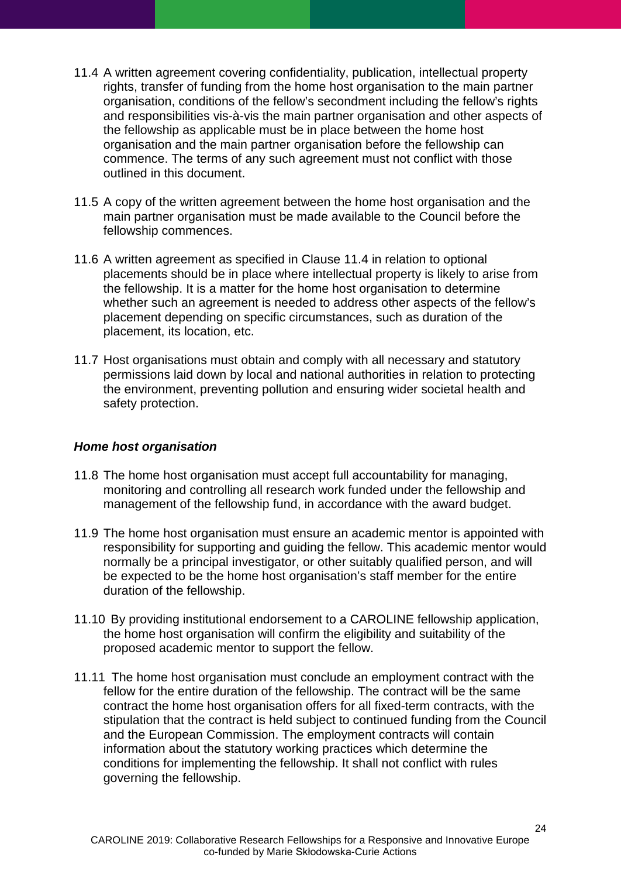11.4 A written agreement covering confidentiality, publication, intellectual property rights, transfer of funding from the home host organisation to the main partner organisation, conditions of the fellow's secondment including the fellow's rights and responsibilities vis-à-vis the main partner organisation and other aspects of the fellowship as applicable must be in place between the home host organisation and the main partner organisation before the fellowship can commence. The terms of any such agreement must not conflict with those outlined in this document.

11.5 A copy of the written agreement between the home host organisation and the main partner organisation must be made available to the Council before the fellowship commences.

11.6 A written agreement as specified in Clause 11.4 in relation to optional placements should be in place where intellectual property is likely to arise from the fellowship. It is a matter for the home host organisation to determine whether such an agreement is needed to address other aspects of the fellow's placement depending on specific circumstances, such as duration of the placement, its location, etc.

11.7 Host organisations must obtain and comply with all necessary and statutory permissions laid down by local and national authorities in relation to protecting the environment, preventing pollution and ensuring wider societal health and safety protection.

***Home host organisation***

11.8 The home host organisation must accept full accountability for managing, monitoring and controlling all research work funded under the fellowship and management of the fellowship fund, in accordance with the award budget.

11.9 The home host organisation must ensure an academic mentor is appointed with responsibility for supporting and guiding the fellow. This academic mentor would normally be a principal investigator, or other suitably qualified person, and will be expected to be the home host organisation's staff member for the entire duration of the fellowship.

11.10 By providing institutional endorsement to a CAROLINE fellowship application, the home host organisation will confirm the eligibility and suitability of the proposed academic mentor to support the fellow.

11.11 The home host organisation must conclude an employment contract with the fellow for the entire duration of the fellowship. The contract will be the same contract the home host organisation offers for all fixed-term contracts, with the stipulation that the contract is held subject to continued funding from the Council and the European Commission. The employment contracts will contain information about the statutory working practices which determine the conditions for implementing the fellowship. It shall not conflict with rules governing the fellowship.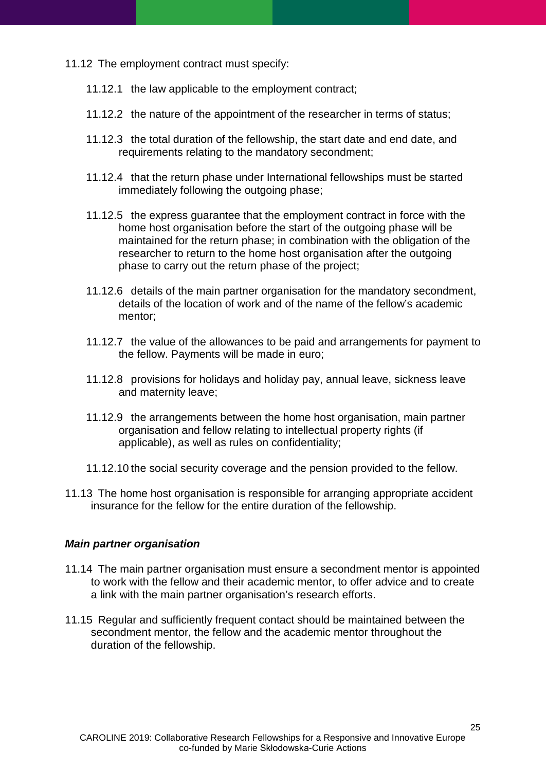11.12 The employment contract must specify:

- 11.12.1 the law applicable to the employment contract;
- 11.12.2 the nature of the appointment of the researcher in terms of status;
- 11.12.3 the total duration of the fellowship, the start date and end date, and requirements relating to the mandatory secondment;
- 11.12.4 that the return phase under International fellowships must be started immediately following the outgoing phase;
- 11.12.5 the express guarantee that the employment contract in force with the home host organisation before the start of the outgoing phase will be maintained for the return phase; in combination with the obligation of the researcher to return to the home host organisation after the outgoing phase to carry out the return phase of the project;
- 11.12.6 details of the main partner organisation for the mandatory secondment, details of the location of work and of the name of the fellow's academic mentor;
- 11.12.7 the value of the allowances to be paid and arrangements for payment to the fellow. Payments will be made in euro;
- 11.12.8 provisions for holidays and holiday pay, annual leave, sickness leave and maternity leave;
- 11.12.9 the arrangements between the home host organisation, main partner organisation and fellow relating to intellectual property rights (if applicable), as well as rules on confidentiality;
- 11.12.10 the social security coverage and the pension provided to the fellow.

11.13 The home host organisation is responsible for arranging appropriate accident insurance for the fellow for the entire duration of the fellowship.

***Main partner organisation***

11.14 The main partner organisation must ensure a secondment mentor is appointed to work with the fellow and their academic mentor, to offer advice and to create a link with the main partner organisation's research efforts.

11.15 Regular and sufficiently frequent contact should be maintained between the secondment mentor, the fellow and the academic mentor throughout the duration of the fellowship.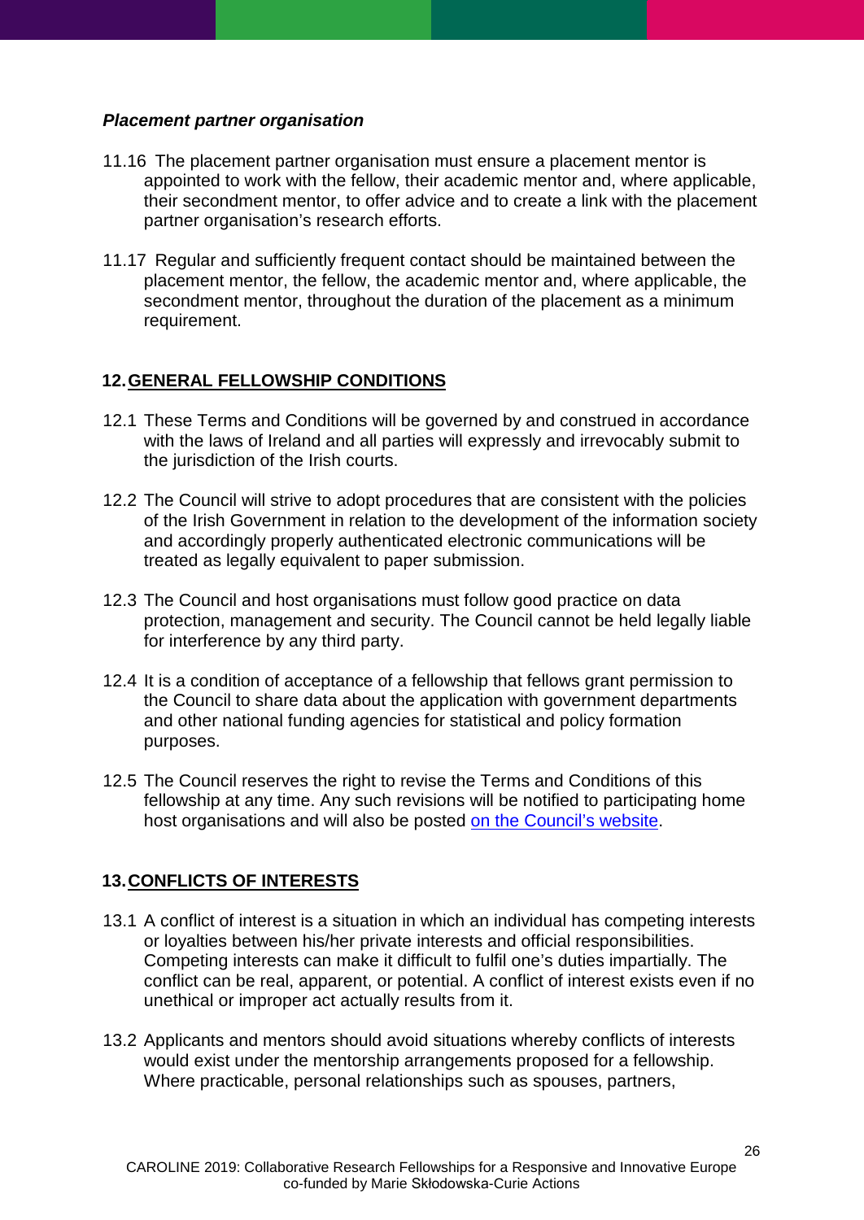***Placement partner organisation***

11.16 The placement partner organisation must ensure a placement mentor is appointed to work with the fellow, their academic mentor and, where applicable, their secondment mentor, to offer advice and to create a link with the placement partner organisation's research efforts.

11.17 Regular and sufficiently frequent contact should be maintained between the placement mentor, the fellow, the academic mentor and, where applicable, the secondment mentor, throughout the duration of the placement as a minimum requirement.

## 12. GENERAL FELLOWSHIP CONDITIONS

12.1 These Terms and Conditions will be governed by and construed in accordance with the laws of Ireland and all parties will expressly and irrevocably submit to the jurisdiction of the Irish courts.

12.2 The Council will strive to adopt procedures that are consistent with the policies of the Irish Government in relation to the development of the information society and accordingly properly authenticated electronic communications will be treated as legally equivalent to paper submission.

12.3 The Council and host organisations must follow good practice on data protection, management and security. The Council cannot be held legally liable for interference by any third party.

12.4 It is a condition of acceptance of a fellowship that fellows grant permission to the Council to share data about the application with government departments and other national funding agencies for statistical and policy formation purposes.

12.5 The Council reserves the right to revise the Terms and Conditions of this fellowship at any time. Any such revisions will be notified to participating home host organisations and will also be posted on the Council's website.

## 13. CONFLICTS OF INTERESTS

13.1 A conflict of interest is a situation in which an individual has competing interests or loyalties between his/her private interests and official responsibilities. Competing interests can make it difficult to fulfil one's duties impartially. The conflict can be real, apparent, or potential. A conflict of interest exists even if no unethical or improper act actually results from it.

13.2 Applicants and mentors should avoid situations whereby conflicts of interests would exist under the mentorship arrangements proposed for a fellowship. Where practicable, personal relationships such as spouses, partners,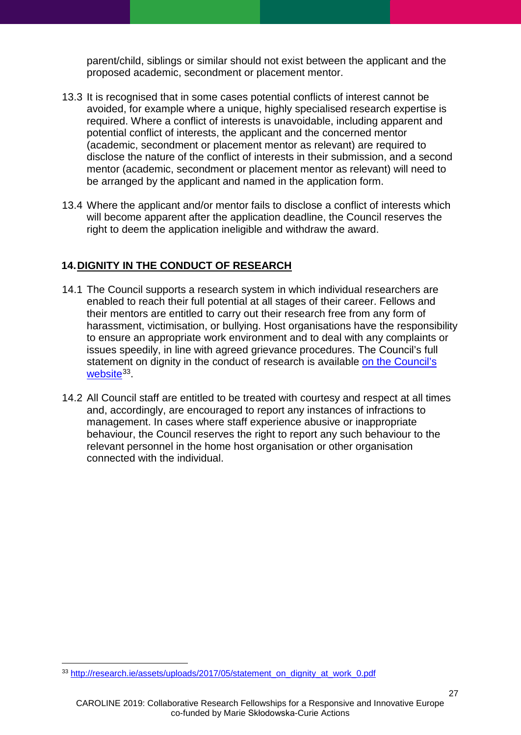parent/child, siblings or similar should not exist between the applicant and the proposed academic, secondment or placement mentor.

13.3 It is recognised that in some cases potential conflicts of interest cannot be avoided, for example where a unique, highly specialised research expertise is required. Where a conflict of interests is unavoidable, including apparent and potential conflict of interests, the applicant and the concerned mentor (academic, secondment or placement mentor as relevant) are required to disclose the nature of the conflict of interests in their submission, and a second mentor (academic, secondment or placement mentor as relevant) will need to be arranged by the applicant and named in the application form.

13.4 Where the applicant and/or mentor fails to disclose a conflict of interests which will become apparent after the application deadline, the Council reserves the right to deem the application ineligible and withdraw the award.

## 14. DIGNITY IN THE CONDUCT OF RESEARCH

14.1 The Council supports a research system in which individual researchers are enabled to reach their full potential at all stages of their career. Fellows and their mentors are entitled to carry out their research free from any form of harassment, victimisation, or bullying. Host organisations have the responsibility to ensure an appropriate work environment and to deal with any complaints or issues speedily, in line with agreed grievance procedures. The Council's full statement on dignity in the conduct of research is available [on the Council's website](http://research.ie/assets/uploads/2017/05/statement_on_dignity_at_work_0.pdf)[33].

14.2 All Council staff are entitled to be treated with courtesy and respect at all times and, accordingly, are encouraged to report any instances of infractions to management. In cases where staff experience abusive or inappropriate behaviour, the Council reserves the right to report any such behaviour to the relevant personnel in the home host organisation or other organisation connected with the individual.

---

[33] http://research.ie/assets/uploads/2017/05/statement_on_dignity_at_work_0.pdf